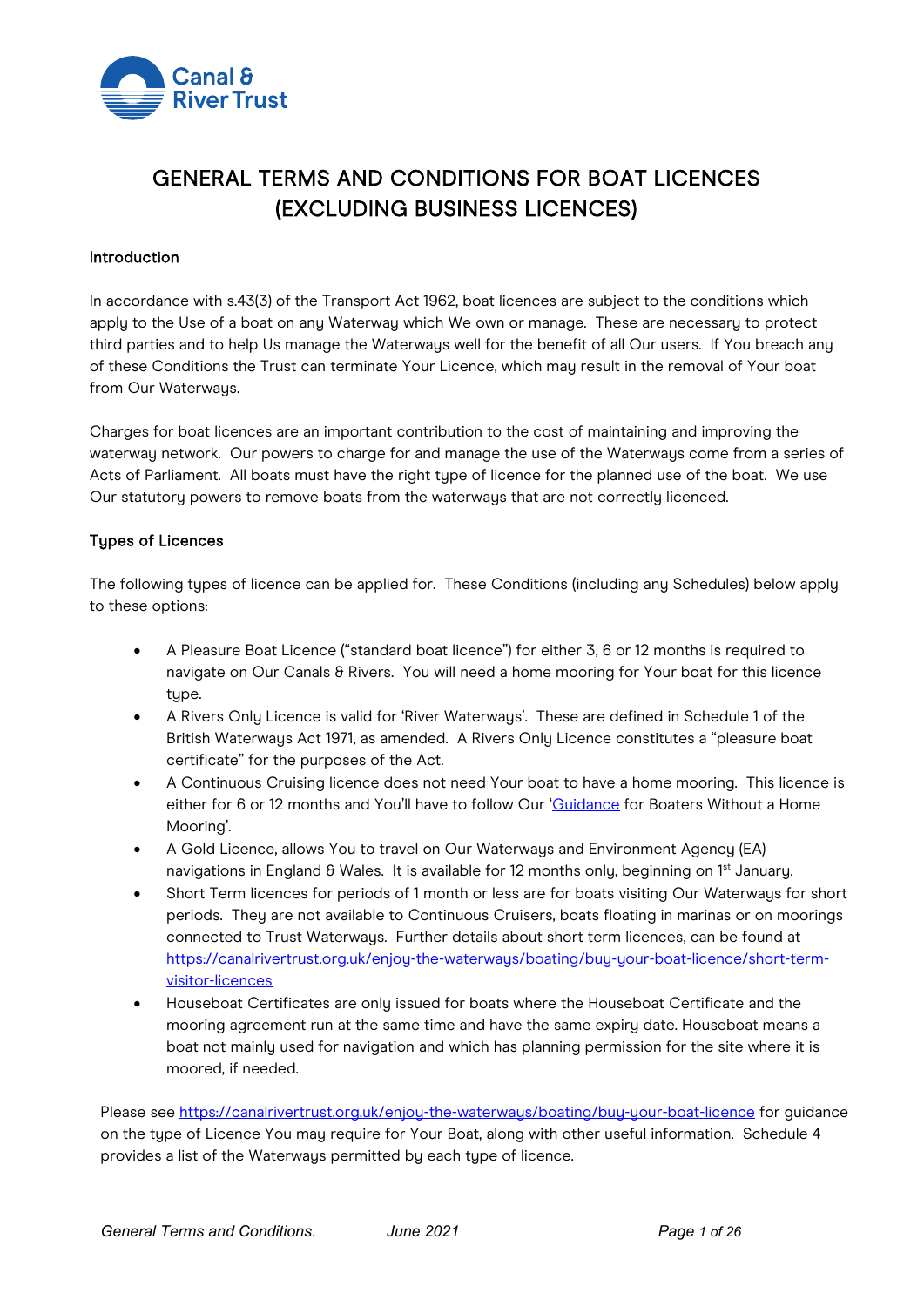Canal & River Trust

# GENERAL TERMS AND CONDITIONS FOR BOAT LICENCES (EXCLUDING BUSINESS LICENCES)

## Introduction

In accordance with s.43(3) of the Transport Act 1962, boat licences are subject to the conditions which apply to the Use of a boat on any Waterway which We own or manage. These are necessary to protect third parties and to help Us manage the Waterways well for the benefit of all Our users. If You breach any of these Conditions the Trust can terminate Your Licence, which may result in the removal of Your boat from Our Waterways.

Charges for boat licences are an important contribution to the cost of maintaining and improving the waterway network. Our powers to charge for and manage the use of the Waterways come from a series of Acts of Parliament. All boats must have the right type of licence for the planned use of the boat. We use Our statutory powers to remove boats from the waterways that are not correctly licenced.

## Types of Licences

The following types of licence can be applied for. These Conditions (including any Schedules) below apply to these options:

- A Pleasure Boat Licence ("standard boat licence") for either 3, 6 or 12 months is required to navigate on Our Canals & Rivers. You will need a home mooring for Your boat for this licence type.
- A Rivers Only Licence is valid for 'River Waterways'. These are defined in Schedule 1 of the British Waterways Act 1971, as amended. A Rivers Only Licence constitutes a "pleasure boat certificate" for the purposes of the Act.
- A Continuous Cruising licence does not need Your boat to have a home mooring. This licence is either for 6 or 12 months and You'll have to follow Our 'Guidance for Boaters Without a Home Mooring'.
- A Gold Licence, allows You to travel on Our Waterways and Environment Agency (EA) navigations in England & Wales. It is available for 12 months only, beginning on 1st January.
- Short Term licences for periods of 1 month or less are for boats visiting Our Waterways for short periods. They are not available to Continuous Cruisers, boats floating in marinas or on moorings connected to Trust Waterways. Further details about short term licences, can be found at https://canalrivertrust.org.uk/enjoy-the-waterways/boating/buy-your-boat-licence/short-term-visitor-licences
- Houseboat Certificates are only issued for boats where the Houseboat Certificate and the mooring agreement run at the same time and have the same expiry date. Houseboat means a boat not mainly used for navigation and which has planning permission for the site where it is moored, if needed.

Please see https://canalrivertrust.org.uk/enjoy-the-waterways/boating/buy-your-boat-licence for guidance on the type of Licence You may require for Your Boat, along with other useful information. Schedule 4 provides a list of the Waterways permitted by each type of licence.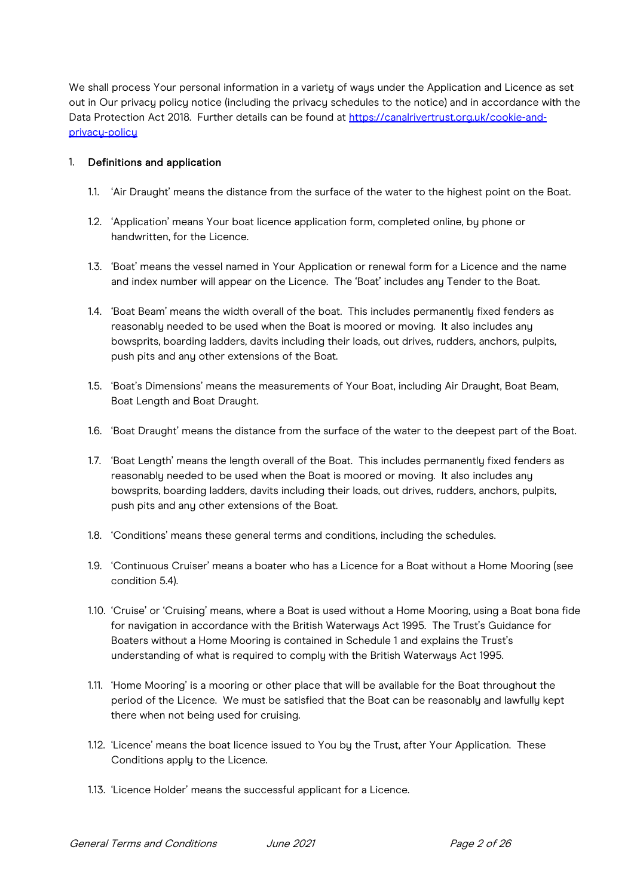We shall process Your personal information in a variety of ways under the Application and Licence as set out in Our privacy policy notice (including the privacy schedules to the notice) and in accordance with the Data Protection Act 2018. Further details can be found at [https://canalrivertrust.org.uk/cookie-and-privacy-policy](https://canalrivertrust.org.uk/cookie-and-privacy-policy)

1. **Definitions and application**

   1.1. 'Air Draught' means the distance from the surface of the water to the highest point on the Boat.

   1.2. 'Application' means Your boat licence application form, completed online, by phone or handwritten, for the Licence.

   1.3. 'Boat' means the vessel named in Your Application or renewal form for a Licence and the name and index number will appear on the Licence. The 'Boat' includes any Tender to the Boat.

   1.4. 'Boat Beam' means the width overall of the boat. This includes permanently fixed fenders as reasonably needed to be used when the Boat is moored or moving. It also includes any bowsprits, boarding ladders, davits including their loads, out drives, rudders, anchors, pulpits, push pits and any other extensions of the Boat.

   1.5. 'Boat's Dimensions' means the measurements of Your Boat, including Air Draught, Boat Beam, Boat Length and Boat Draught.

   1.6. 'Boat Draught' means the distance from the surface of the water to the deepest part of the Boat.

   1.7. 'Boat Length' means the length overall of the Boat. This includes permanently fixed fenders as reasonably needed to be used when the Boat is moored or moving. It also includes any bowsprits, boarding ladders, davits including their loads, out drives, rudders, anchors, pulpits, push pits and any other extensions of the Boat.

   1.8. 'Conditions' means these general terms and conditions, including the schedules.

   1.9. 'Continuous Cruiser' means a boater who has a Licence for a Boat without a Home Mooring (see condition 5.4).

   1.10. 'Cruise' or 'Cruising' means, where a Boat is used without a Home Mooring, using a Boat bona fide for navigation in accordance with the British Waterways Act 1995. The Trust's Guidance for Boaters without a Home Mooring is contained in Schedule 1 and explains the Trust's understanding of what is required to comply with the British Waterways Act 1995.

   1.11. 'Home Mooring' is a mooring or other place that will be available for the Boat throughout the period of the Licence. We must be satisfied that the Boat can be reasonably and lawfully kept there when not being used for cruising.

   1.12. 'Licence' means the boat licence issued to You by the Trust, after Your Application. These Conditions apply to the Licence.

   1.13. 'Licence Holder' means the successful applicant for a Licence.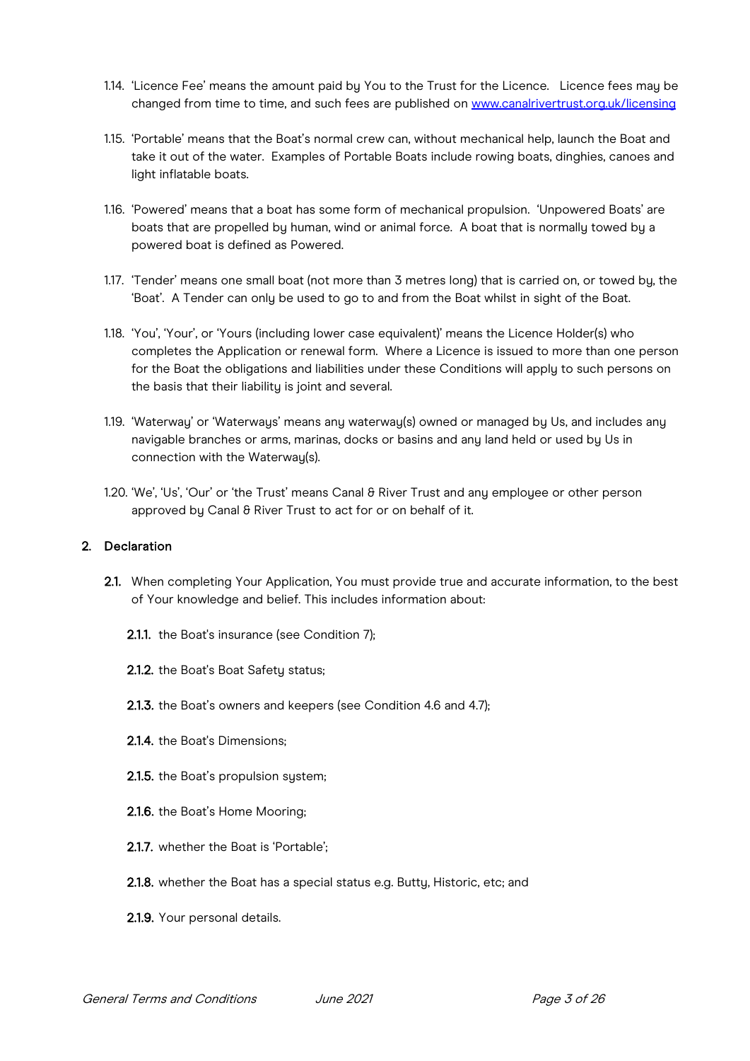1.14. 'Licence Fee' means the amount paid by You to the Trust for the Licence. Licence fees may be changed from time to time, and such fees are published on [www.canalrivertrust.org.uk/licensing](www.canalrivertrust.org.uk/licensing)

1.15. 'Portable' means that the Boat's normal crew can, without mechanical help, launch the Boat and take it out of the water. Examples of Portable Boats include rowing boats, dinghies, canoes and light inflatable boats.

1.16. 'Powered' means that a boat has some form of mechanical propulsion. 'Unpowered Boats' are boats that are propelled by human, wind or animal force. A boat that is normally towed by a powered boat is defined as Powered.

1.17. 'Tender' means one small boat (not more than 3 metres long) that is carried on, or towed by, the 'Boat'. A Tender can only be used to go to and from the Boat whilst in sight of the Boat.

1.18. 'You', 'Your', or 'Yours (including lower case equivalent)' means the Licence Holder(s) who completes the Application or renewal form. Where a Licence is issued to more than one person for the Boat the obligations and liabilities under these Conditions will apply to such persons on the basis that their liability is joint and several.

1.19. 'Waterway' or 'Waterways' means any waterway(s) owned or managed by Us, and includes any navigable branches or arms, marinas, docks or basins and any land held or used by Us in connection with the Waterway(s).

1.20. 'We', 'Us', 'Our' or 'the Trust' means Canal & River Trust and any employee or other person approved by Canal & River Trust to act for or on behalf of it.

## 2. Declaration

**2.1.** When completing Your Application, You must provide true and accurate information, to the best of Your knowledge and belief. This includes information about:

**2.1.1.** the Boat's insurance (see Condition 7);

**2.1.2.** the Boat's Boat Safety status;

**2.1.3.** the Boat's owners and keepers (see Condition 4.6 and 4.7);

**2.1.4.** the Boat's Dimensions;

**2.1.5.** the Boat's propulsion system;

**2.1.6.** the Boat's Home Mooring;

**2.1.7.** whether the Boat is 'Portable';

**2.1.8.** whether the Boat has a special status e.g. Butty, Historic, etc; and

**2.1.9.** Your personal details.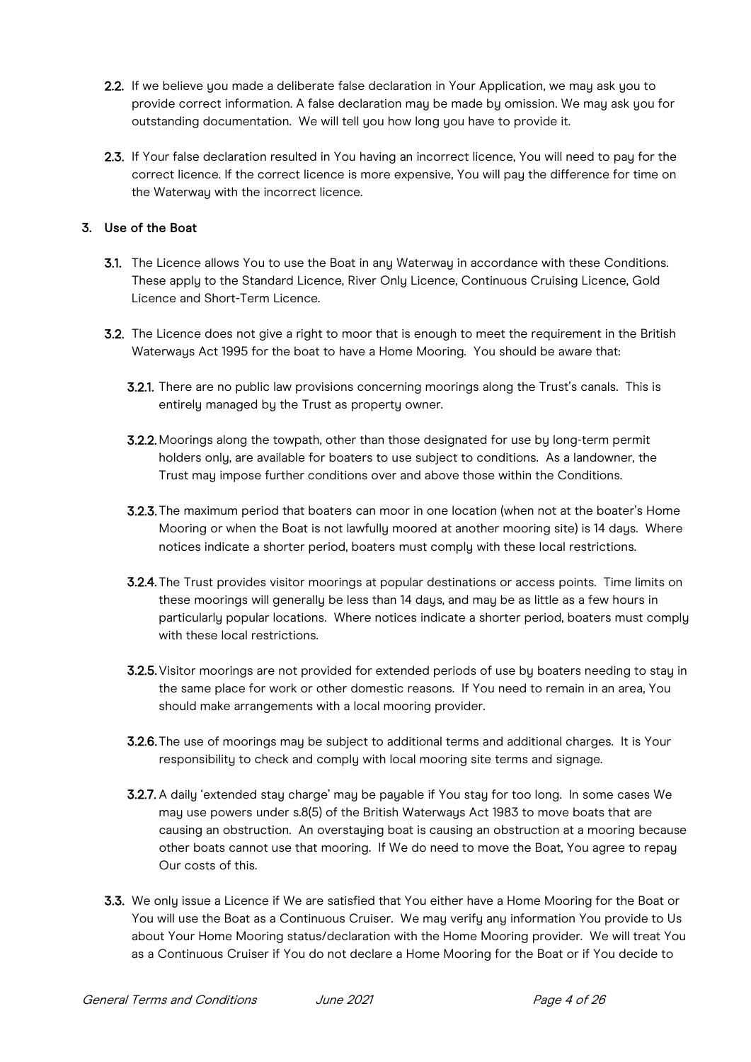**2.2.** If we believe you made a deliberate false declaration in Your Application, we may ask you to provide correct information. A false declaration may be made by omission. We may ask you for outstanding documentation. We will tell you how long you have to provide it.

**2.3.** If Your false declaration resulted in You having an incorrect licence, You will need to pay for the correct licence. If the correct licence is more expensive, You will pay the difference for time on the Waterway with the incorrect licence.

## 3. Use of the Boat

**3.1.** The Licence allows You to use the Boat in any Waterway in accordance with these Conditions. These apply to the Standard Licence, River Only Licence, Continuous Cruising Licence, Gold Licence and Short-Term Licence.

**3.2.** The Licence does not give a right to moor that is enough to meet the requirement in the British Waterways Act 1995 for the boat to have a Home Mooring. You should be aware that:

**3.2.1.** There are no public law provisions concerning moorings along the Trust's canals. This is entirely managed by the Trust as property owner.

**3.2.2.** Moorings along the towpath, other than those designated for use by long-term permit holders only, are available for boaters to use subject to conditions. As a landowner, the Trust may impose further conditions over and above those within the Conditions.

**3.2.3.** The maximum period that boaters can moor in one location (when not at the boater's Home Mooring or when the Boat is not lawfully moored at another mooring site) is 14 days. Where notices indicate a shorter period, boaters must comply with these local restrictions.

**3.2.4.** The Trust provides visitor moorings at popular destinations or access points. Time limits on these moorings will generally be less than 14 days, and may be as little as a few hours in particularly popular locations. Where notices indicate a shorter period, boaters must comply with these local restrictions.

**3.2.5.** Visitor moorings are not provided for extended periods of use by boaters needing to stay in the same place for work or other domestic reasons. If You need to remain in an area, You should make arrangements with a local mooring provider.

**3.2.6.** The use of moorings may be subject to additional terms and additional charges. It is Your responsibility to check and comply with local mooring site terms and signage.

**3.2.7.** A daily 'extended stay charge' may be payable if You stay for too long. In some cases We may use powers under s.8(5) of the British Waterways Act 1983 to move boats that are causing an obstruction. An overstaying boat is causing an obstruction at a mooring because other boats cannot use that mooring. If We do need to move the Boat, You agree to repay Our costs of this.

**3.3.** We only issue a Licence if We are satisfied that You either have a Home Mooring for the Boat or You will use the Boat as a Continuous Cruiser. We may verify any information You provide to Us about Your Home Mooring status/declaration with the Home Mooring provider. We will treat You as a Continuous Cruiser if You do not declare a Home Mooring for the Boat or if You decide to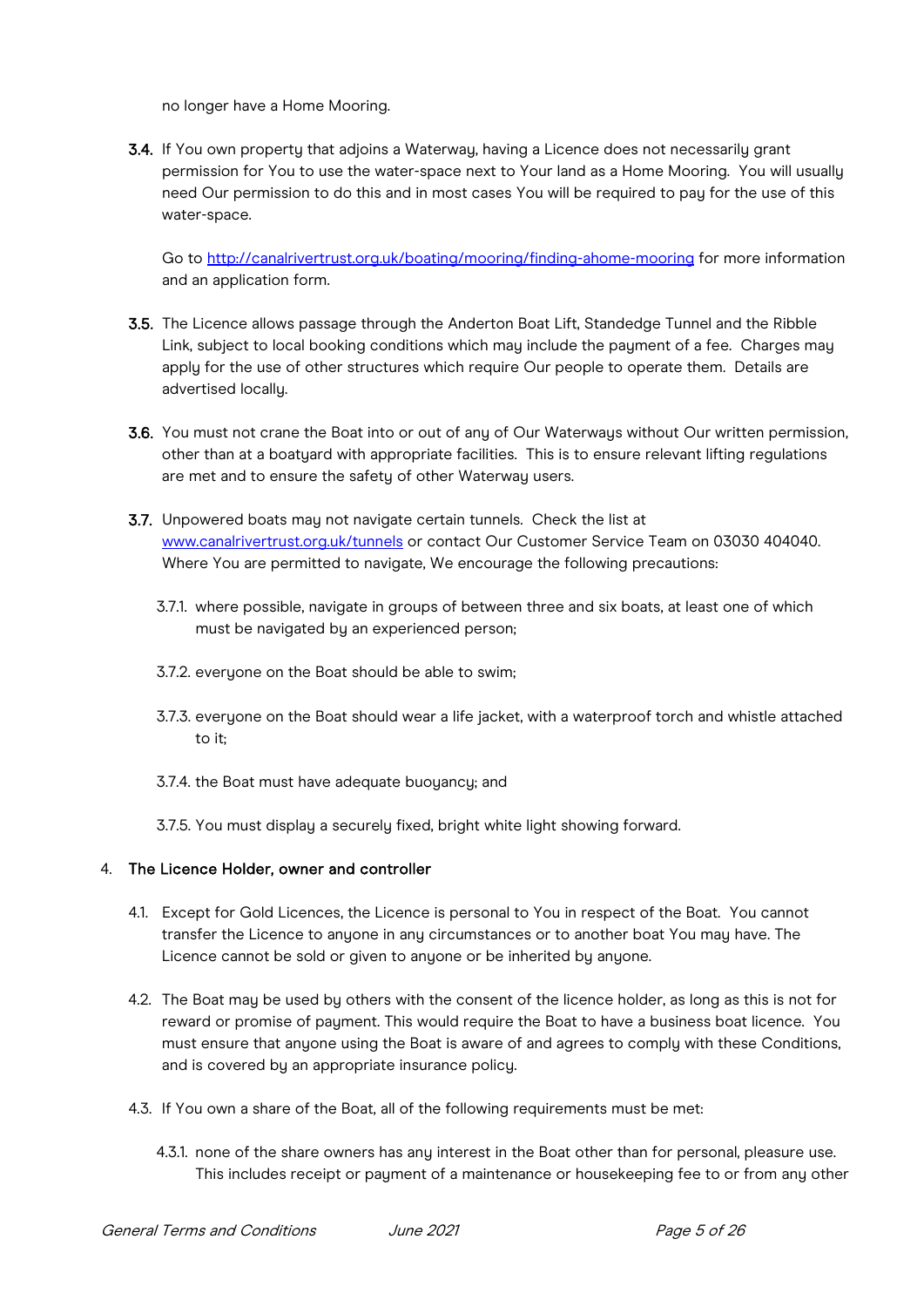no longer have a Home Mooring.

**3.4.** If You own property that adjoins a Waterway, having a Licence does not necessarily grant permission for You to use the water-space next to Your land as a Home Mooring. You will usually need Our permission to do this and in most cases You will be required to pay for the use of this water-space.

Go to http://canalrivertrust.org.uk/boating/mooring/finding-ahome-mooring for more information and an application form.

**3.5.** The Licence allows passage through the Anderton Boat Lift, Standedge Tunnel and the Ribble Link, subject to local booking conditions which may include the payment of a fee. Charges may apply for the use of other structures which require Our people to operate them. Details are advertised locally.

**3.6.** You must not crane the Boat into or out of any of Our Waterways without Our written permission, other than at a boatyard with appropriate facilities. This is to ensure relevant lifting regulations are met and to ensure the safety of other Waterway users.

**3.7.** Unpowered boats may not navigate certain tunnels. Check the list at www.canalrivertrust.org.uk/tunnels or contact Our Customer Service Team on 03030 404040. Where You are permitted to navigate, We encourage the following precautions:

3.7.1. where possible, navigate in groups of between three and six boats, at least one of which must be navigated by an experienced person;

3.7.2. everyone on the Boat should be able to swim;

3.7.3. everyone on the Boat should wear a life jacket, with a waterproof torch and whistle attached to it;

3.7.4. the Boat must have adequate buoyancy; and

3.7.5. You must display a securely fixed, bright white light showing forward.

## 4. The Licence Holder, owner and controller

4.1. Except for Gold Licences, the Licence is personal to You in respect of the Boat. You cannot transfer the Licence to anyone in any circumstances or to another boat You may have. The Licence cannot be sold or given to anyone or be inherited by anyone.

4.2. The Boat may be used by others with the consent of the licence holder, as long as this is not for reward or promise of payment. This would require the Boat to have a business boat licence. You must ensure that anyone using the Boat is aware of and agrees to comply with these Conditions, and is covered by an appropriate insurance policy.

4.3. If You own a share of the Boat, all of the following requirements must be met:

4.3.1. none of the share owners has any interest in the Boat other than for personal, pleasure use. This includes receipt or payment of a maintenance or housekeeping fee to or from any other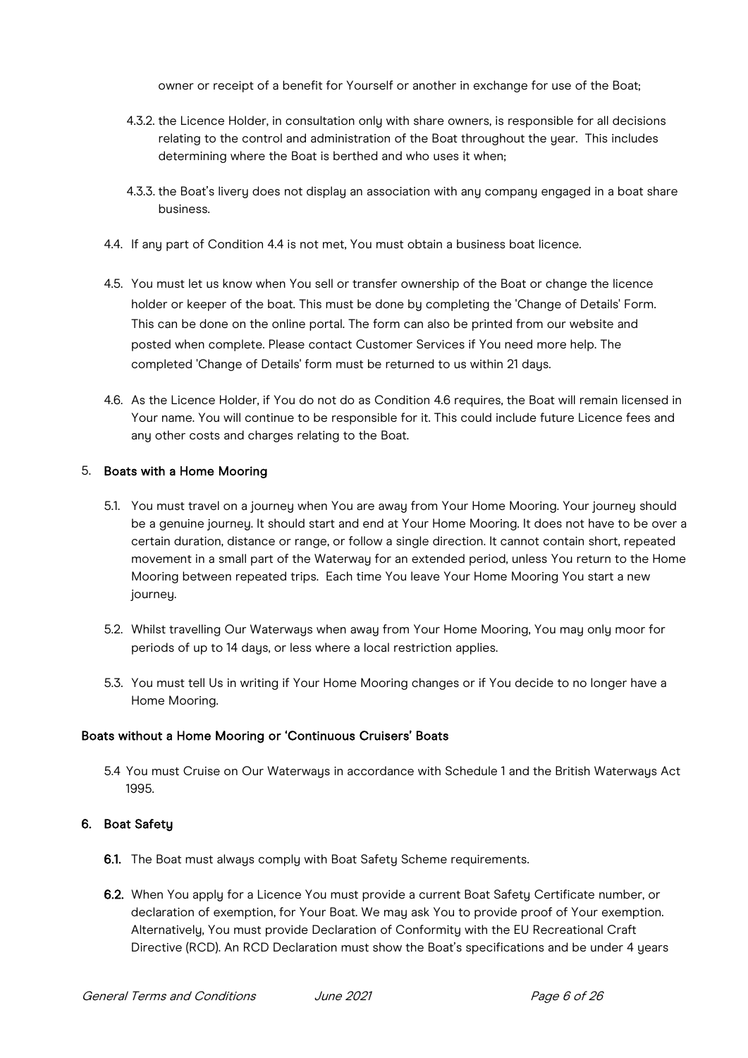owner or receipt of a benefit for Yourself or another in exchange for use of the Boat;

4.3.2. the Licence Holder, in consultation only with share owners, is responsible for all decisions relating to the control and administration of the Boat throughout the year. This includes determining where the Boat is berthed and who uses it when;

4.3.3. the Boat's livery does not display an association with any company engaged in a boat share business.

4.4. If any part of Condition 4.4 is not met, You must obtain a business boat licence.

4.5. You must let us know when You sell or transfer ownership of the Boat or change the licence holder or keeper of the boat. This must be done by completing the 'Change of Details' Form. This can be done on the online portal. The form can also be printed from our website and posted when complete. Please contact Customer Services if You need more help. The completed 'Change of Details' form must be returned to us within 21 days.

4.6. As the Licence Holder, if You do not do as Condition 4.6 requires, the Boat will remain licensed in Your name. You will continue to be responsible for it. This could include future Licence fees and any other costs and charges relating to the Boat.

## 5. Boats with a Home Mooring

5.1. You must travel on a journey when You are away from Your Home Mooring. Your journey should be a genuine journey. It should start and end at Your Home Mooring. It does not have to be over a certain duration, distance or range, or follow a single direction. It cannot contain short, repeated movement in a small part of the Waterway for an extended period, unless You return to the Home Mooring between repeated trips. Each time You leave Your Home Mooring You start a new journey.

5.2. Whilst travelling Our Waterways when away from Your Home Mooring, You may only moor for periods of up to 14 days, or less where a local restriction applies.

5.3. You must tell Us in writing if Your Home Mooring changes or if You decide to no longer have a Home Mooring.

### Boats without a Home Mooring or 'Continuous Cruisers' Boats

5.4 You must Cruise on Our Waterways in accordance with Schedule 1 and the British Waterways Act 1995.

## 6. Boat Safety

**6.1.** The Boat must always comply with Boat Safety Scheme requirements.

**6.2.** When You apply for a Licence You must provide a current Boat Safety Certificate number, or declaration of exemption, for Your Boat. We may ask You to provide proof of Your exemption. Alternatively, You must provide Declaration of Conformity with the EU Recreational Craft Directive (RCD). An RCD Declaration must show the Boat's specifications and be under 4 years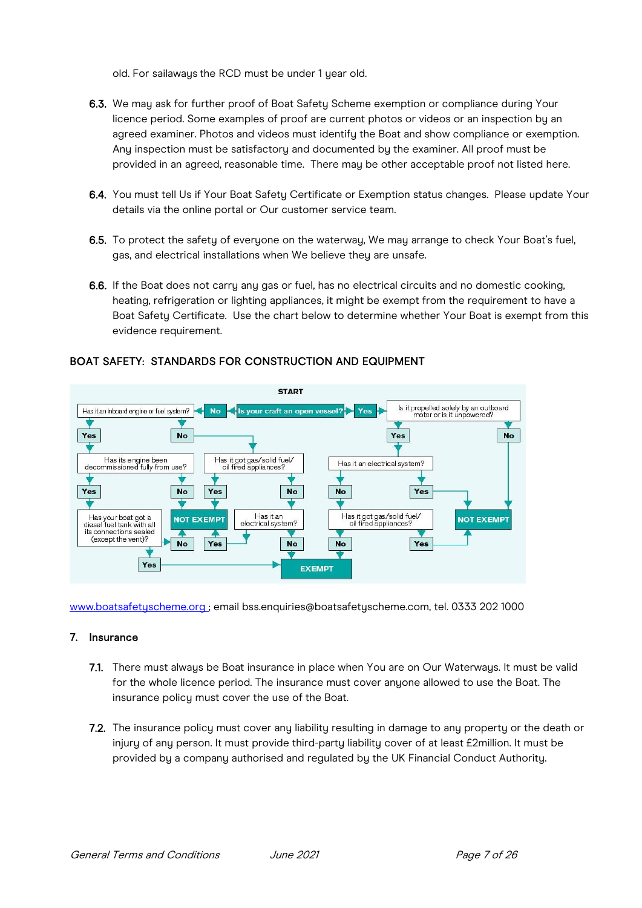old. For sailaways the RCD must be under 1 year old.

6.3. We may ask for further proof of Boat Safety Scheme exemption or compliance during Your licence period. Some examples of proof are current photos or videos or an inspection by an agreed examiner. Photos and videos must identify the Boat and show compliance or exemption. Any inspection must be satisfactory and documented by the examiner. All proof must be provided in an agreed, reasonable time. There may be other acceptable proof not listed here.

6.4. You must tell Us if Your Boat Safety Certificate or Exemption status changes. Please update Your details via the online portal or Our customer service team.

6.5. To protect the safety of everyone on the waterway, We may arrange to check Your Boat's fuel, gas, and electrical installations when We believe they are unsafe.

6.6. If the Boat does not carry any gas or fuel, has no electrical circuits and no domestic cooking, heating, refrigeration or lighting appliances, it might be exempt from the requirement to have a Boat Safety Certificate. Use the chart below to determine whether Your Boat is exempt from this evidence requirement.

BOAT SAFETY: STANDARDS FOR CONSTRUCTION AND EQUIPMENT

START: Is your craft an open vessel?

- No → Has it an inboard engine or fuel system?
  - Yes → Has its engine been decommissioned fully from use?
    - Yes → Has your boat got a diesel fuel tank with all its connections sealed (except the vent)?
      - Yes → EXEMPT
      - No → NOT EXEMPT
    - No → NOT EXEMPT
  - No → Has it got gas/solid fuel/oil fired appliances?
    - Yes → NOT EXEMPT
    - No → Has it an electrical system?
      - Yes → NOT EXEMPT
      - No → EXEMPT
- Yes → Is it propelled solely by an outboard motor or is it unpowered?
  - Yes → Has it an electrical system?
    - Yes → NOT EXEMPT
    - No → Has it got gas/solid fuel/oil fired appliances?
      - Yes → NOT EXEMPT
      - No → EXEMPT
  - No → NOT EXEMPT

www.boatsafetyscheme.org ; email bss.enquiries@boatsafetyscheme.com, tel. 0333 202 1000

## 7. Insurance

7.1. There must always be Boat insurance in place when You are on Our Waterways. It must be valid for the whole licence period. The insurance must cover anyone allowed to use the Boat. The insurance policy must cover the use of the Boat.

7.2. The insurance policy must cover any liability resulting in damage to any property or the death or injury of any person. It must provide third-party liability cover of at least £2million. It must be provided by a company authorised and regulated by the UK Financial Conduct Authority.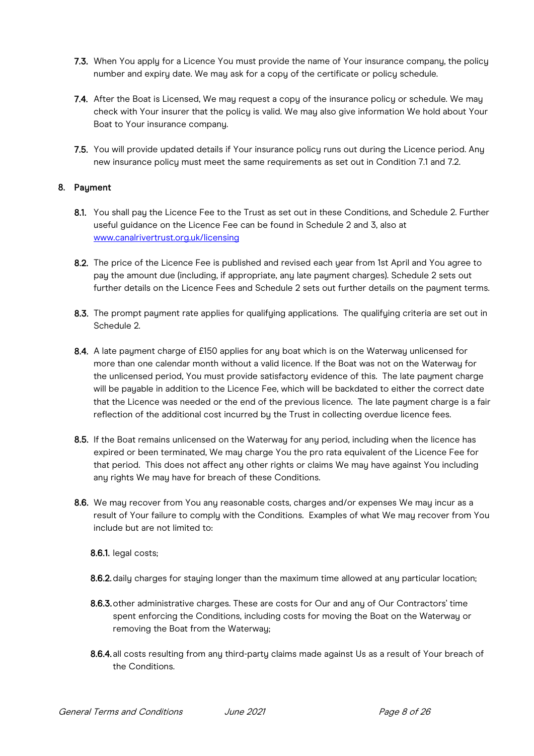**7.3.** When You apply for a Licence You must provide the name of Your insurance company, the policy number and expiry date. We may ask for a copy of the certificate or policy schedule.

**7.4.** After the Boat is Licensed, We may request a copy of the insurance policy or schedule. We may check with Your insurer that the policy is valid. We may also give information We hold about Your Boat to Your insurance company.

**7.5.** You will provide updated details if Your insurance policy runs out during the Licence period. Any new insurance policy must meet the same requirements as set out in Condition 7.1 and 7.2.

## 8. Payment

**8.1.** You shall pay the Licence Fee to the Trust as set out in these Conditions, and Schedule 2. Further useful guidance on the Licence Fee can be found in Schedule 2 and 3, also at [www.canalrivertrust.org.uk/licensing](www.canalrivertrust.org.uk/licensing)

**8.2.** The price of the Licence Fee is published and revised each year from 1st April and You agree to pay the amount due (including, if appropriate, any late payment charges). Schedule 2 sets out further details on the Licence Fees and Schedule 2 sets out further details on the payment terms.

**8.3.** The prompt payment rate applies for qualifying applications. The qualifying criteria are set out in Schedule 2.

**8.4.** A late payment charge of £150 applies for any boat which is on the Waterway unlicensed for more than one calendar month without a valid licence. If the Boat was not on the Waterway for the unlicensed period, You must provide satisfactory evidence of this. The late payment charge will be payable in addition to the Licence Fee, which will be backdated to either the correct date that the Licence was needed or the end of the previous licence. The late payment charge is a fair reflection of the additional cost incurred by the Trust in collecting overdue licence fees.

**8.5.** If the Boat remains unlicensed on the Waterway for any period, including when the licence has expired or been terminated, We may charge You the pro rata equivalent of the Licence Fee for that period. This does not affect any other rights or claims We may have against You including any rights We may have for breach of these Conditions.

**8.6.** We may recover from You any reasonable costs, charges and/or expenses We may incur as a result of Your failure to comply with the Conditions. Examples of what We may recover from You include but are not limited to:

**8.6.1.** legal costs;

**8.6.2.** daily charges for staying longer than the maximum time allowed at any particular location;

**8.6.3.** other administrative charges. These are costs for Our and any of Our Contractors' time spent enforcing the Conditions, including costs for moving the Boat on the Waterway or removing the Boat from the Waterway;

**8.6.4.** all costs resulting from any third-party claims made against Us as a result of Your breach of the Conditions.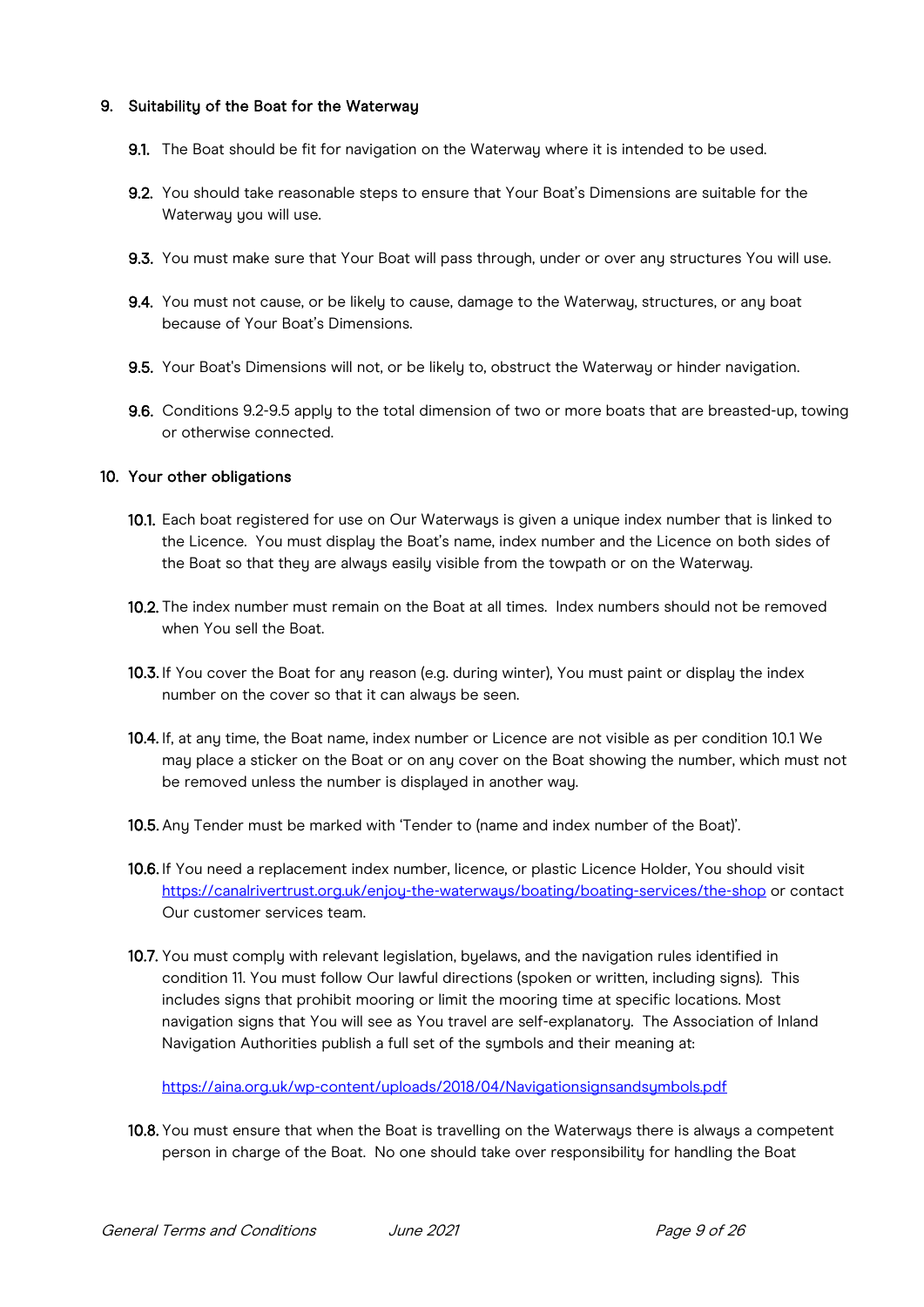## 9. Suitability of the Boat for the Waterway

**9.1.** The Boat should be fit for navigation on the Waterway where it is intended to be used.

**9.2.** You should take reasonable steps to ensure that Your Boat's Dimensions are suitable for the Waterway you will use.

**9.3.** You must make sure that Your Boat will pass through, under or over any structures You will use.

**9.4.** You must not cause, or be likely to cause, damage to the Waterway, structures, or any boat because of Your Boat's Dimensions.

**9.5.** Your Boat's Dimensions will not, or be likely to, obstruct the Waterway or hinder navigation.

**9.6.** Conditions 9.2-9.5 apply to the total dimension of two or more boats that are breasted-up, towing or otherwise connected.

## 10. Your other obligations

**10.1.** Each boat registered for use on Our Waterways is given a unique index number that is linked to the Licence. You must display the Boat's name, index number and the Licence on both sides of the Boat so that they are always easily visible from the towpath or on the Waterway.

**10.2.** The index number must remain on the Boat at all times. Index numbers should not be removed when You sell the Boat.

**10.3.** If You cover the Boat for any reason (e.g. during winter), You must paint or display the index number on the cover so that it can always be seen.

**10.4.** If, at any time, the Boat name, index number or Licence are not visible as per condition 10.1 We may place a sticker on the Boat or on any cover on the Boat showing the number, which must not be removed unless the number is displayed in another way.

**10.5.** Any Tender must be marked with 'Tender to (name and index number of the Boat)'.

**10.6.** If You need a replacement index number, licence, or plastic Licence Holder, You should visit https://canalrivertrust.org.uk/enjoy-the-waterways/boating/boating-services/the-shop or contact Our customer services team.

**10.7.** You must comply with relevant legislation, byelaws, and the navigation rules identified in condition 11. You must follow Our lawful directions (spoken or written, including signs). This includes signs that prohibit mooring or limit the mooring time at specific locations. Most navigation signs that You will see as You travel are self-explanatory. The Association of Inland Navigation Authorities publish a full set of the symbols and their meaning at:

https://aina.org.uk/wp-content/uploads/2018/04/Navigationsignsandsymbols.pdf

**10.8.** You must ensure that when the Boat is travelling on the Waterways there is always a competent person in charge of the Boat. No one should take over responsibility for handling the Boat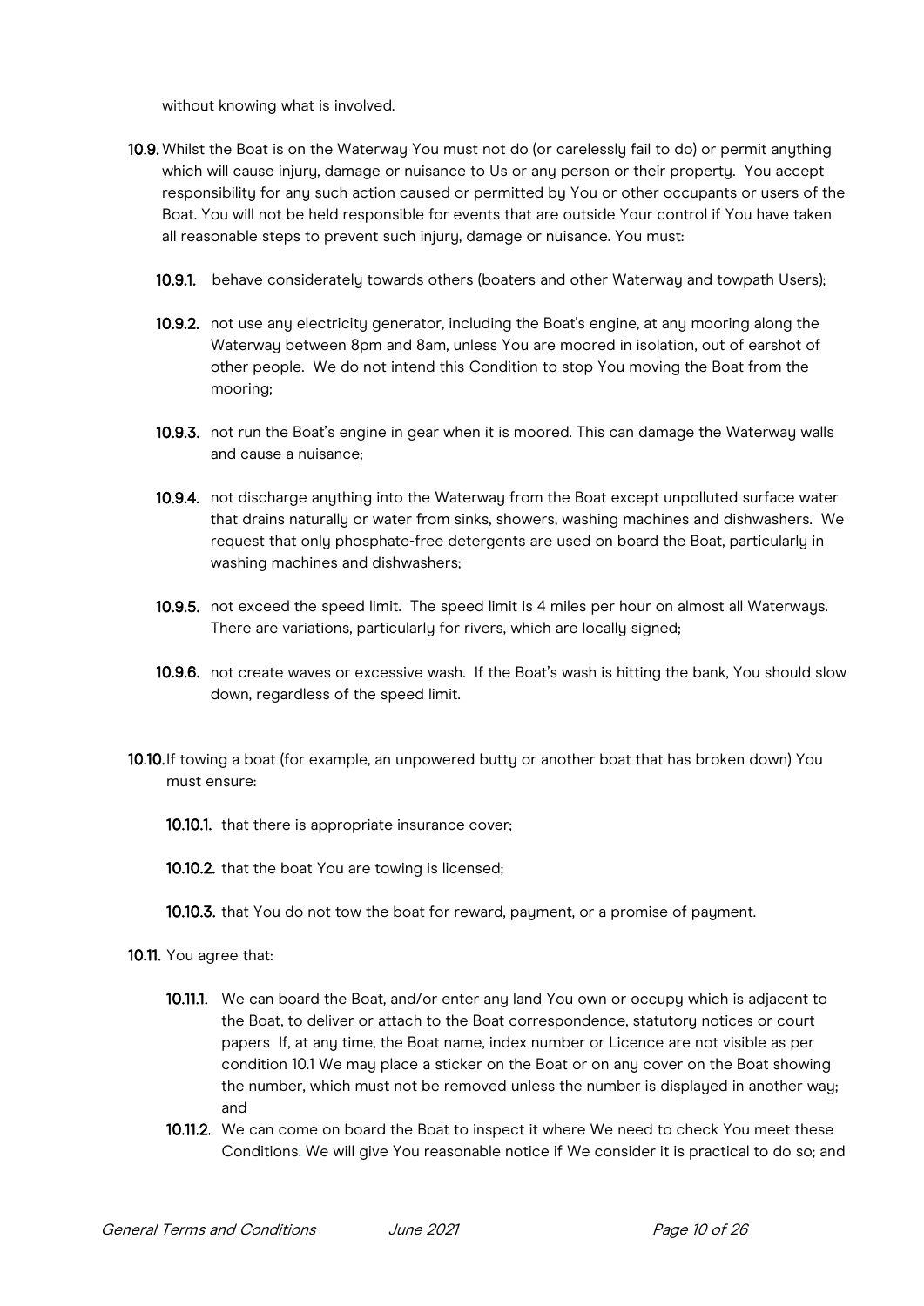without knowing what is involved.

**10.9.** Whilst the Boat is on the Waterway You must not do (or carelessly fail to do) or permit anything which will cause injury, damage or nuisance to Us or any person or their property. You accept responsibility for any such action caused or permitted by You or other occupants or users of the Boat. You will not be held responsible for events that are outside Your control if You have taken all reasonable steps to prevent such injury, damage or nuisance. You must:

- **10.9.1.** behave considerately towards others (boaters and other Waterway and towpath Users);
- **10.9.2.** not use any electricity generator, including the Boat's engine, at any mooring along the Waterway between 8pm and 8am, unless You are moored in isolation, out of earshot of other people. We do not intend this Condition to stop You moving the Boat from the mooring;
- **10.9.3.** not run the Boat's engine in gear when it is moored. This can damage the Waterway walls and cause a nuisance;
- **10.9.4.** not discharge anything into the Waterway from the Boat except unpolluted surface water that drains naturally or water from sinks, showers, washing machines and dishwashers. We request that only phosphate-free detergents are used on board the Boat, particularly in washing machines and dishwashers;
- **10.9.5.** not exceed the speed limit. The speed limit is 4 miles per hour on almost all Waterways. There are variations, particularly for rivers, which are locally signed;
- **10.9.6.** not create waves or excessive wash. If the Boat's wash is hitting the bank, You should slow down, regardless of the speed limit.

**10.10.** If towing a boat (for example, an unpowered butty or another boat that has broken down) You must ensure:

- **10.10.1.** that there is appropriate insurance cover;
- **10.10.2.** that the boat You are towing is licensed;
- **10.10.3.** that You do not tow the boat for reward, payment, or a promise of payment.

**10.11.** You agree that:

- **10.11.1.** We can board the Boat, and/or enter any land You own or occupy which is adjacent to the Boat, to deliver or attach to the Boat correspondence, statutory notices or court papers If, at any time, the Boat name, index number or Licence are not visible as per condition 10.1 We may place a sticker on the Boat or on any cover on the Boat showing the number, which must not be removed unless the number is displayed in another way; and
- **10.11.2.** We can come on board the Boat to inspect it where We need to check You meet these Conditions. We will give You reasonable notice if We consider it is practical to do so; and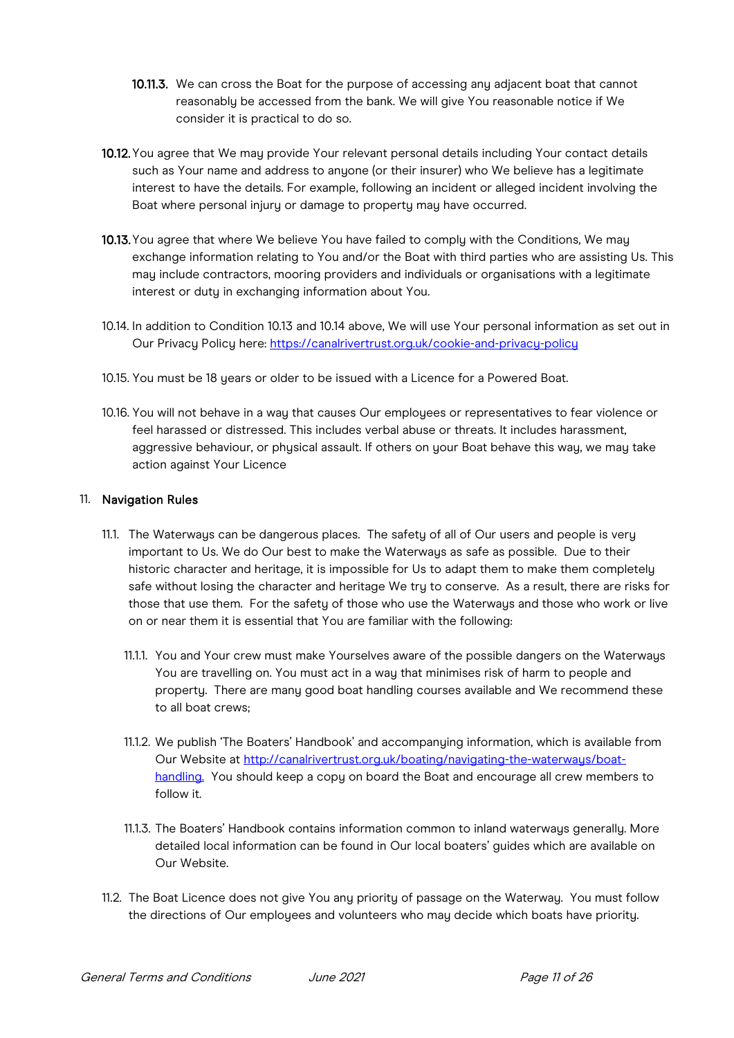**10.11.3.** We can cross the Boat for the purpose of accessing any adjacent boat that cannot reasonably be accessed from the bank. We will give You reasonable notice if We consider it is practical to do so.

**10.12.** You agree that We may provide Your relevant personal details including Your contact details such as Your name and address to anyone (or their insurer) who We believe has a legitimate interest to have the details. For example, following an incident or alleged incident involving the Boat where personal injury or damage to property may have occurred.

**10.13.** You agree that where We believe You have failed to comply with the Conditions, We may exchange information relating to You and/or the Boat with third parties who are assisting Us. This may include contractors, mooring providers and individuals or organisations with a legitimate interest or duty in exchanging information about You.

10.14. In addition to Condition 10.13 and 10.14 above, We will use Your personal information as set out in Our Privacy Policy here: [https://canalrivertrust.org.uk/cookie-and-privacy-policy](https://canalrivertrust.org.uk/cookie-and-privacy-policy)

10.15. You must be 18 years or older to be issued with a Licence for a Powered Boat.

10.16. You will not behave in a way that causes Our employees or representatives to fear violence or feel harassed or distressed. This includes verbal abuse or threats. It includes harassment, aggressive behaviour, or physical assault. If others on your Boat behave this way, we may take action against Your Licence

## 11. Navigation Rules

11.1. The Waterways can be dangerous places. The safety of all of Our users and people is very important to Us. We do Our best to make the Waterways as safe as possible. Due to their historic character and heritage, it is impossible for Us to adapt them to make them completely safe without losing the character and heritage We try to conserve. As a result, there are risks for those that use them. For the safety of those who use the Waterways and those who work or live on or near them it is essential that You are familiar with the following:

11.1.1. You and Your crew must make Yourselves aware of the possible dangers on the Waterways You are travelling on. You must act in a way that minimises risk of harm to people and property. There are many good boat handling courses available and We recommend these to all boat crews;

11.1.2. We publish 'The Boaters' Handbook' and accompanying information, which is available from Our Website at [http://canalrivertrust.org.uk/boating/navigating-the-waterways/boat-handling](http://canalrivertrust.org.uk/boating/navigating-the-waterways/boat-handling). You should keep a copy on board the Boat and encourage all crew members to follow it.

11.1.3. The Boaters' Handbook contains information common to inland waterways generally. More detailed local information can be found in Our local boaters' guides which are available on Our Website.

11.2. The Boat Licence does not give You any priority of passage on the Waterway. You must follow the directions of Our employees and volunteers who may decide which boats have priority.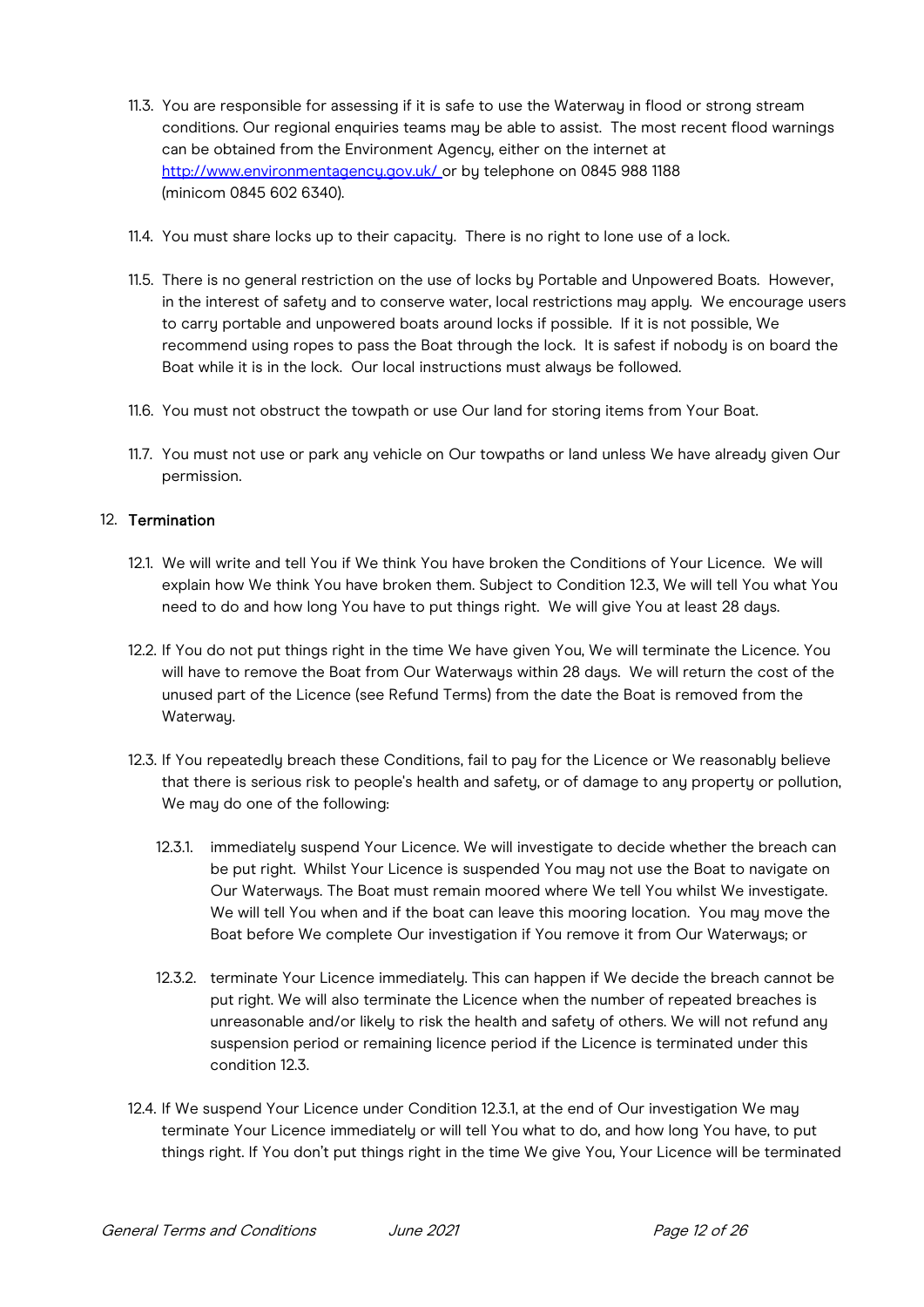11.3. You are responsible for assessing if it is safe to use the Waterway in flood or strong stream conditions. Our regional enquiries teams may be able to assist. The most recent flood warnings can be obtained from the Environment Agency, either on the internet at [http://www.environmentagency.gov.uk/](http://www.environmentagency.gov.uk/) or by telephone on 0845 988 1188 (minicom 0845 602 6340).

11.4. You must share locks up to their capacity. There is no right to lone use of a lock.

11.5. There is no general restriction on the use of locks by Portable and Unpowered Boats. However, in the interest of safety and to conserve water, local restrictions may apply. We encourage users to carry portable and unpowered boats around locks if possible. If it is not possible, We recommend using ropes to pass the Boat through the lock. It is safest if nobody is on board the Boat while it is in the lock. Our local instructions must always be followed.

11.6. You must not obstruct the towpath or use Our land for storing items from Your Boat.

11.7. You must not use or park any vehicle on Our towpaths or land unless We have already given Our permission.

## 12. Termination

12.1. We will write and tell You if We think You have broken the Conditions of Your Licence. We will explain how We think You have broken them. Subject to Condition 12.3, We will tell You what You need to do and how long You have to put things right. We will give You at least 28 days.

12.2. If You do not put things right in the time We have given You, We will terminate the Licence. You will have to remove the Boat from Our Waterways within 28 days. We will return the cost of the unused part of the Licence (see Refund Terms) from the date the Boat is removed from the Waterway.

12.3. If You repeatedly breach these Conditions, fail to pay for the Licence or We reasonably believe that there is serious risk to people's health and safety, or of damage to any property or pollution, We may do one of the following:

12.3.1. immediately suspend Your Licence. We will investigate to decide whether the breach can be put right. Whilst Your Licence is suspended You may not use the Boat to navigate on Our Waterways. The Boat must remain moored where We tell You whilst We investigate. We will tell You when and if the boat can leave this mooring location. You may move the Boat before We complete Our investigation if You remove it from Our Waterways; or

12.3.2. terminate Your Licence immediately. This can happen if We decide the breach cannot be put right. We will also terminate the Licence when the number of repeated breaches is unreasonable and/or likely to risk the health and safety of others. We will not refund any suspension period or remaining licence period if the Licence is terminated under this condition 12.3.

12.4. If We suspend Your Licence under Condition 12.3.1, at the end of Our investigation We may terminate Your Licence immediately or will tell You what to do, and how long You have, to put things right. If You don't put things right in the time We give You, Your Licence will be terminated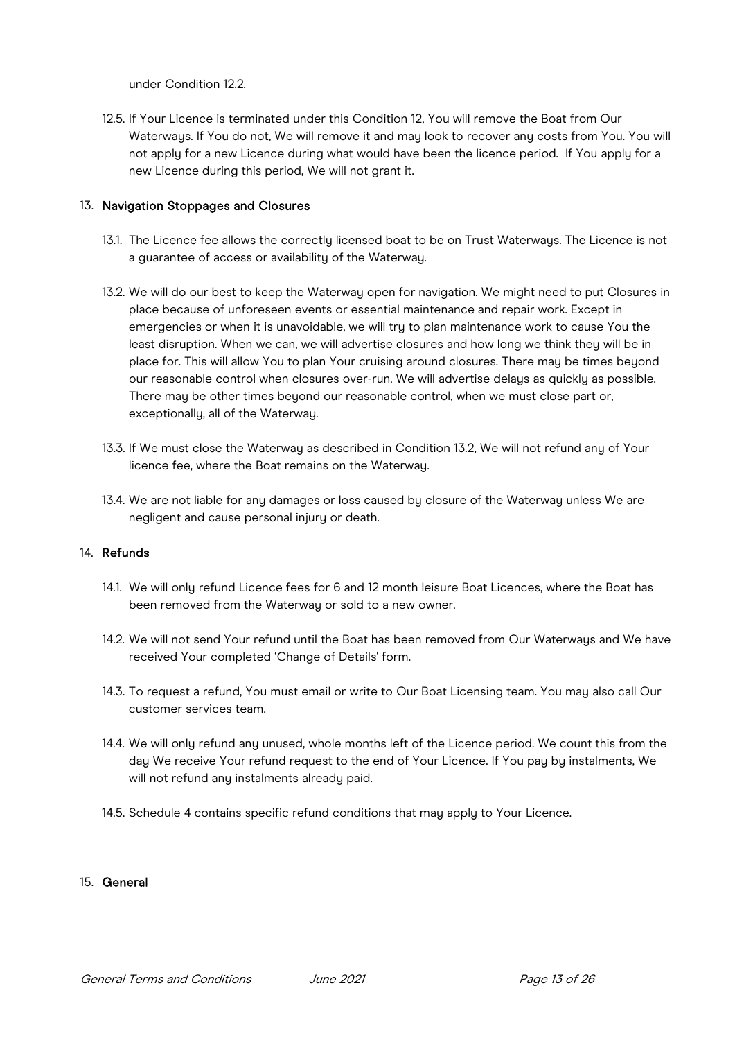under Condition 12.2.

12.5. If Your Licence is terminated under this Condition 12, You will remove the Boat from Our Waterways. If You do not, We will remove it and may look to recover any costs from You. You will not apply for a new Licence during what would have been the licence period. If You apply for a new Licence during this period, We will not grant it.

## 13. Navigation Stoppages and Closures

13.1. The Licence fee allows the correctly licensed boat to be on Trust Waterways. The Licence is not a guarantee of access or availability of the Waterway.

13.2. We will do our best to keep the Waterway open for navigation. We might need to put Closures in place because of unforeseen events or essential maintenance and repair work. Except in emergencies or when it is unavoidable, we will try to plan maintenance work to cause You the least disruption. When we can, we will advertise closures and how long we think they will be in place for. This will allow You to plan Your cruising around closures. There may be times beyond our reasonable control when closures over-run. We will advertise delays as quickly as possible. There may be other times beyond our reasonable control, when we must close part or, exceptionally, all of the Waterway.

13.3. If We must close the Waterway as described in Condition 13.2, We will not refund any of Your licence fee, where the Boat remains on the Waterway.

13.4. We are not liable for any damages or loss caused by closure of the Waterway unless We are negligent and cause personal injury or death.

## 14. Refunds

14.1. We will only refund Licence fees for 6 and 12 month leisure Boat Licences, where the Boat has been removed from the Waterway or sold to a new owner.

14.2. We will not send Your refund until the Boat has been removed from Our Waterways and We have received Your completed 'Change of Details' form.

14.3. To request a refund, You must email or write to Our Boat Licensing team. You may also call Our customer services team.

14.4. We will only refund any unused, whole months left of the Licence period. We count this from the day We receive Your refund request to the end of Your Licence. If You pay by instalments, We will not refund any instalments already paid.

14.5. Schedule 4 contains specific refund conditions that may apply to Your Licence.

## 15. General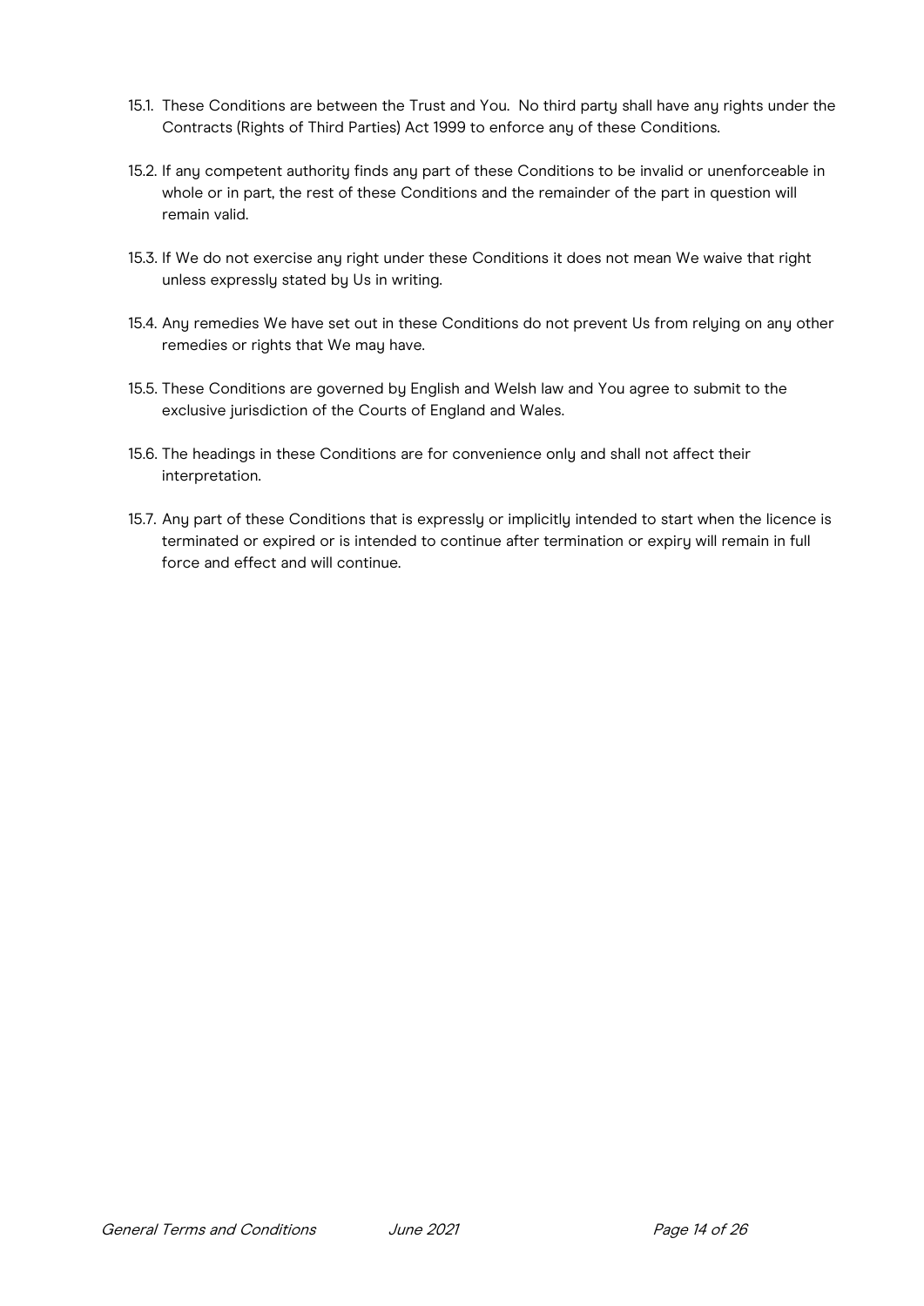15.1. These Conditions are between the Trust and You. No third party shall have any rights under the Contracts (Rights of Third Parties) Act 1999 to enforce any of these Conditions.

15.2. If any competent authority finds any part of these Conditions to be invalid or unenforceable in whole or in part, the rest of these Conditions and the remainder of the part in question will remain valid.

15.3. If We do not exercise any right under these Conditions it does not mean We waive that right unless expressly stated by Us in writing.

15.4. Any remedies We have set out in these Conditions do not prevent Us from relying on any other remedies or rights that We may have.

15.5. These Conditions are governed by English and Welsh law and You agree to submit to the exclusive jurisdiction of the Courts of England and Wales.

15.6. The headings in these Conditions are for convenience only and shall not affect their interpretation.

15.7. Any part of these Conditions that is expressly or implicitly intended to start when the licence is terminated or expired or is intended to continue after termination or expiry will remain in full force and effect and will continue.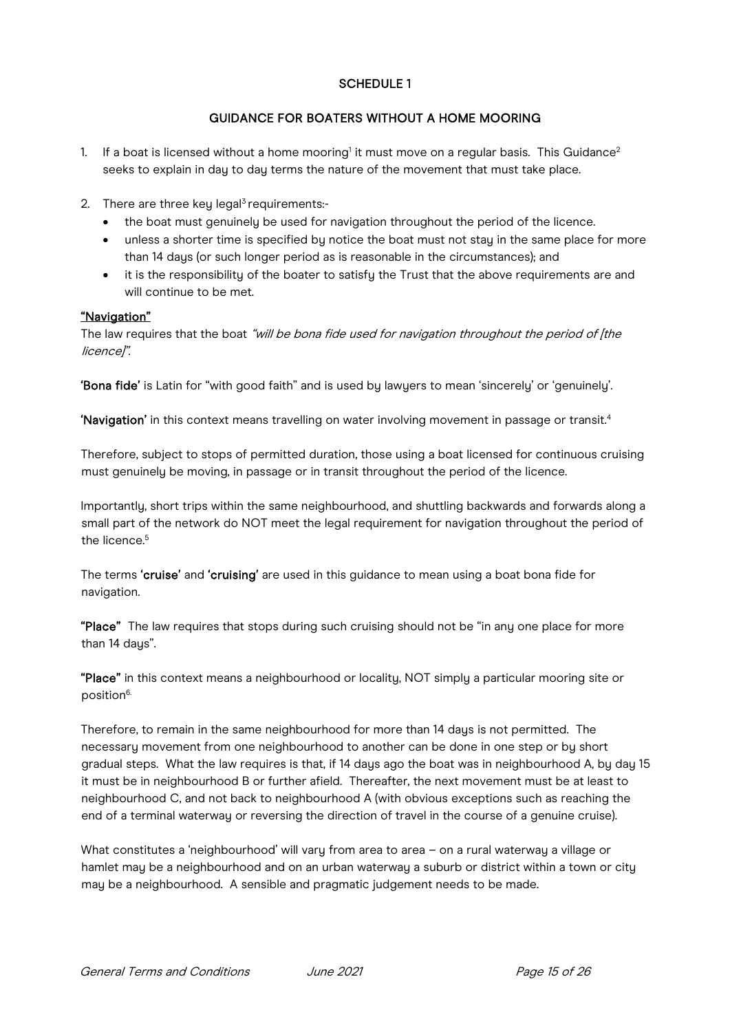## SCHEDULE 1

## GUIDANCE FOR BOATERS WITHOUT A HOME MOORING

1. If a boat is licensed without a home mooring[1] it must move on a regular basis. This Guidance[2] seeks to explain in day to day terms the nature of the movement that must take place.

2. There are three key legal[3] requirements:-
   - the boat must genuinely be used for navigation throughout the period of the licence.
   - unless a shorter time is specified by notice the boat must not stay in the same place for more than 14 days (or such longer period as is reasonable in the circumstances); and
   - it is the responsibility of the boater to satisfy the Trust that the above requirements are and will continue to be met.

**"Navigation"**

The law requires that the boat *"will be bona fide used for navigation throughout the period of [the licence]".*

**'Bona fide'** is Latin for "with good faith" and is used by lawyers to mean 'sincerely' or 'genuinely'.

**'Navigation'** in this context means travelling on water involving movement in passage or transit.[4]

Therefore, subject to stops of permitted duration, those using a boat licensed for continuous cruising must genuinely be moving, in passage or in transit throughout the period of the licence.

Importantly, short trips within the same neighbourhood, and shuttling backwards and forwards along a small part of the network do NOT meet the legal requirement for navigation throughout the period of the licence.[5]

The terms **'cruise'** and **'cruising'** are used in this guidance to mean using a boat bona fide for navigation.

**"Place"** The law requires that stops during such cruising should not be "in any one place for more than 14 days".

**"Place"** in this context means a neighbourhood or locality, NOT simply a particular mooring site or position[6].

Therefore, to remain in the same neighbourhood for more than 14 days is not permitted. The necessary movement from one neighbourhood to another can be done in one step or by short gradual steps. What the law requires is that, if 14 days ago the boat was in neighbourhood A, by day 15 it must be in neighbourhood B or further afield. Thereafter, the next movement must be at least to neighbourhood C, and not back to neighbourhood A (with obvious exceptions such as reaching the end of a terminal waterway or reversing the direction of travel in the course of a genuine cruise).

What constitutes a 'neighbourhood' will vary from area to area – on a rural waterway a village or hamlet may be a neighbourhood and on an urban waterway a suburb or district within a town or city may be a neighbourhood. A sensible and pragmatic judgement needs to be made.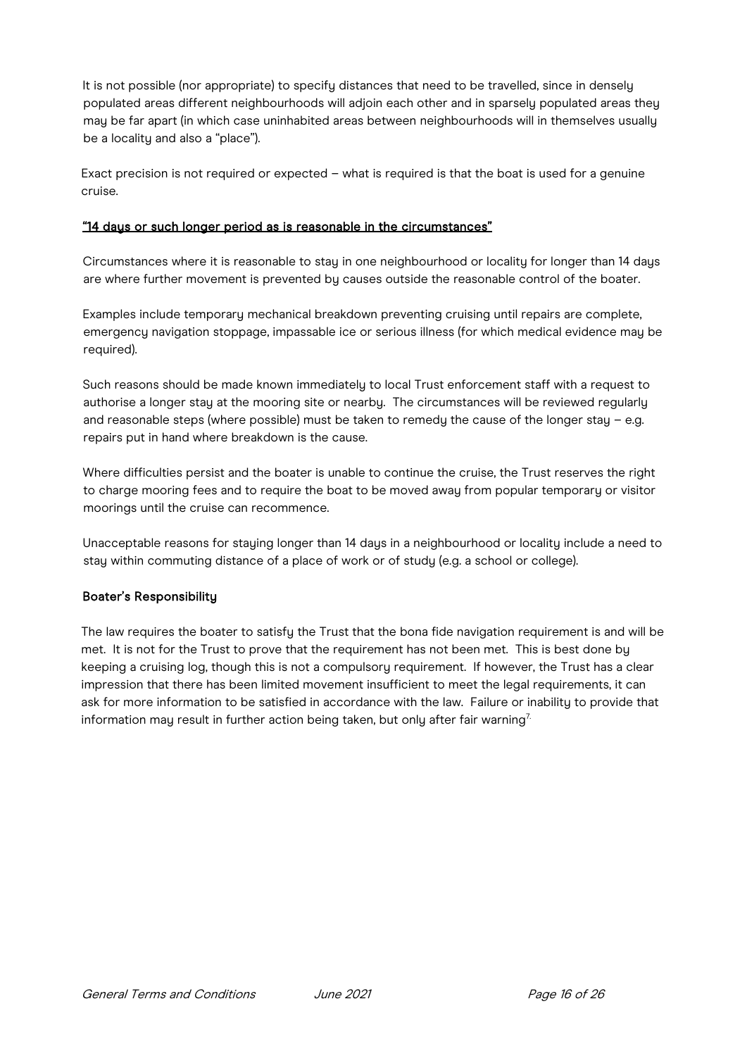It is not possible (nor appropriate) to specify distances that need to be travelled, since in densely populated areas different neighbourhoods will adjoin each other and in sparsely populated areas they may be far apart (in which case uninhabited areas between neighbourhoods will in themselves usually be a locality and also a "place").

Exact precision is not required or expected – what is required is that the boat is used for a genuine cruise.

**"14 days or such longer period as is reasonable in the circumstances"**

Circumstances where it is reasonable to stay in one neighbourhood or locality for longer than 14 days are where further movement is prevented by causes outside the reasonable control of the boater.

Examples include temporary mechanical breakdown preventing cruising until repairs are complete, emergency navigation stoppage, impassable ice or serious illness (for which medical evidence may be required).

Such reasons should be made known immediately to local Trust enforcement staff with a request to authorise a longer stay at the mooring site or nearby. The circumstances will be reviewed regularly and reasonable steps (where possible) must be taken to remedy the cause of the longer stay – e.g. repairs put in hand where breakdown is the cause.

Where difficulties persist and the boater is unable to continue the cruise, the Trust reserves the right to charge mooring fees and to require the boat to be moved away from popular temporary or visitor moorings until the cruise can recommence.

Unacceptable reasons for staying longer than 14 days in a neighbourhood or locality include a need to stay within commuting distance of a place of work or of study (e.g. a school or college).

**Boater's Responsibility**

The law requires the boater to satisfy the Trust that the bona fide navigation requirement is and will be met. It is not for the Trust to prove that the requirement has not been met. This is best done by keeping a cruising log, though this is not a compulsory requirement. If however, the Trust has a clear impression that there has been limited movement insufficient to meet the legal requirements, it can ask for more information to be satisfied in accordance with the law. Failure or inability to provide that information may result in further action being taken, but only after fair warning[7].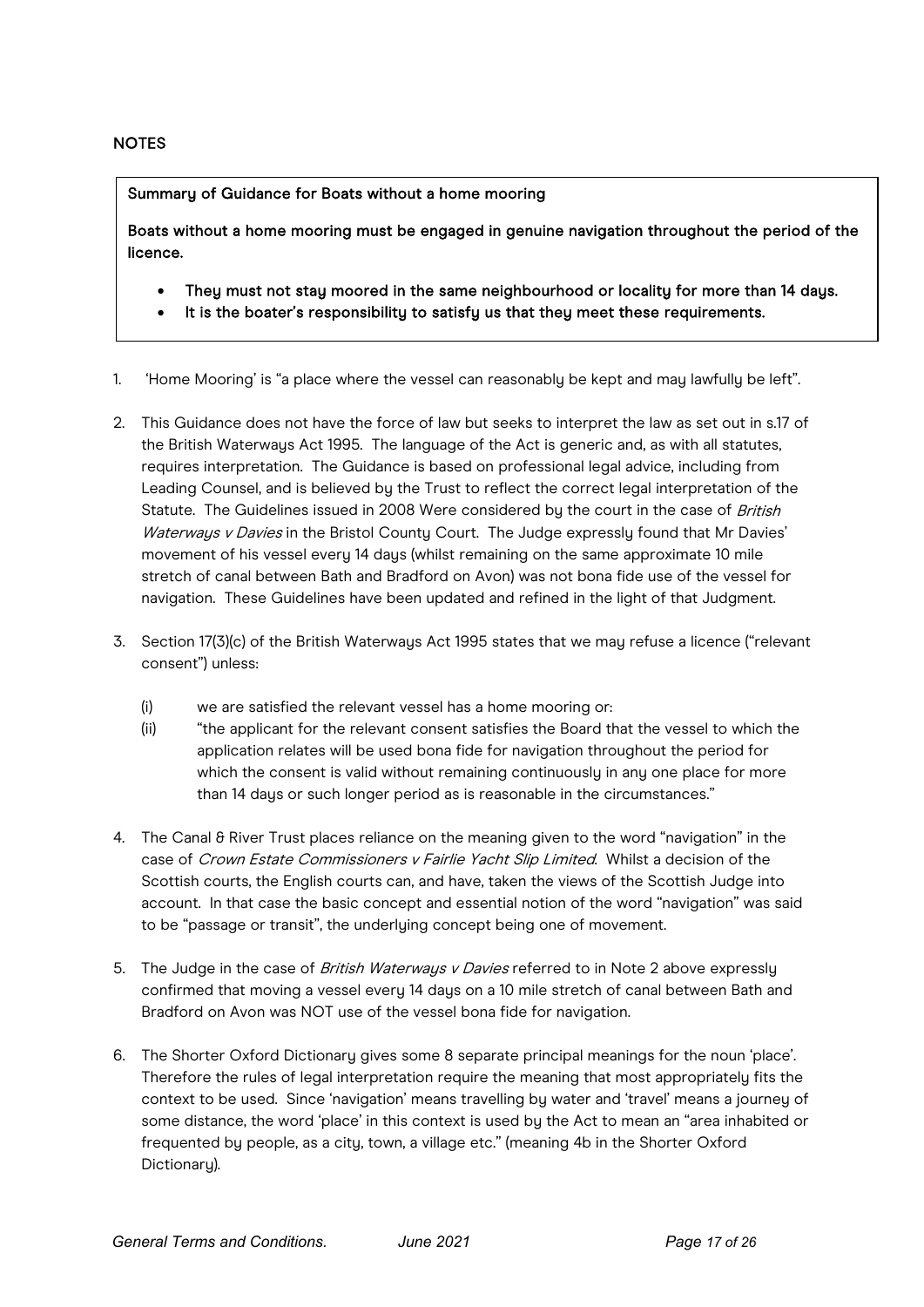**NOTES**

**Summary of Guidance for Boats without a home mooring**

**Boats without a home mooring must be engaged in genuine navigation throughout the period of the licence.**

- **They must not stay moored in the same neighbourhood or locality for more than 14 days.**
- **It is the boater's responsibility to satisfy us that they meet these requirements.**

1. 'Home Mooring' is "a place where the vessel can reasonably be kept and may lawfully be left".

2. This Guidance does not have the force of law but seeks to interpret the law as set out in s.17 of the British Waterways Act 1995. The language of the Act is generic and, as with all statutes, requires interpretation. The Guidance is based on professional legal advice, including from Leading Counsel, and is believed by the Trust to reflect the correct legal interpretation of the Statute. The Guidelines issued in 2008 Were considered by the court in the case of *British Waterways v Davies* in the Bristol County Court. The Judge expressly found that Mr Davies' movement of his vessel every 14 days (whilst remaining on the same approximate 10 mile stretch of canal between Bath and Bradford on Avon) was not bona fide use of the vessel for navigation. These Guidelines have been updated and refined in the light of that Judgment.

3. Section 17(3)(c) of the British Waterways Act 1995 states that we may refuse a licence ("relevant consent") unless:

   (i) we are satisfied the relevant vessel has a home mooring or:

   (ii) "the applicant for the relevant consent satisfies the Board that the vessel to which the application relates will be used bona fide for navigation throughout the period for which the consent is valid without remaining continuously in any one place for more than 14 days or such longer period as is reasonable in the circumstances."

4. The Canal & River Trust places reliance on the meaning given to the word "navigation" in the case of *Crown Estate Commissioners v Fairlie Yacht Slip Limited*. Whilst a decision of the Scottish courts, the English courts can, and have, taken the views of the Scottish Judge into account. In that case the basic concept and essential notion of the word "navigation" was said to be "passage or transit", the underlying concept being one of movement.

5. The Judge in the case of *British Waterways v Davies* referred to in Note 2 above expressly confirmed that moving a vessel every 14 days on a 10 mile stretch of canal between Bath and Bradford on Avon was NOT use of the vessel bona fide for navigation.

6. The Shorter Oxford Dictionary gives some 8 separate principal meanings for the noun 'place'. Therefore the rules of legal interpretation require the meaning that most appropriately fits the context to be used. Since 'navigation' means travelling by water and 'travel' means a journey of some distance, the word 'place' in this context is used by the Act to mean an "area inhabited or frequented by people, as a city, town, a village etc." (meaning 4b in the Shorter Oxford Dictionary).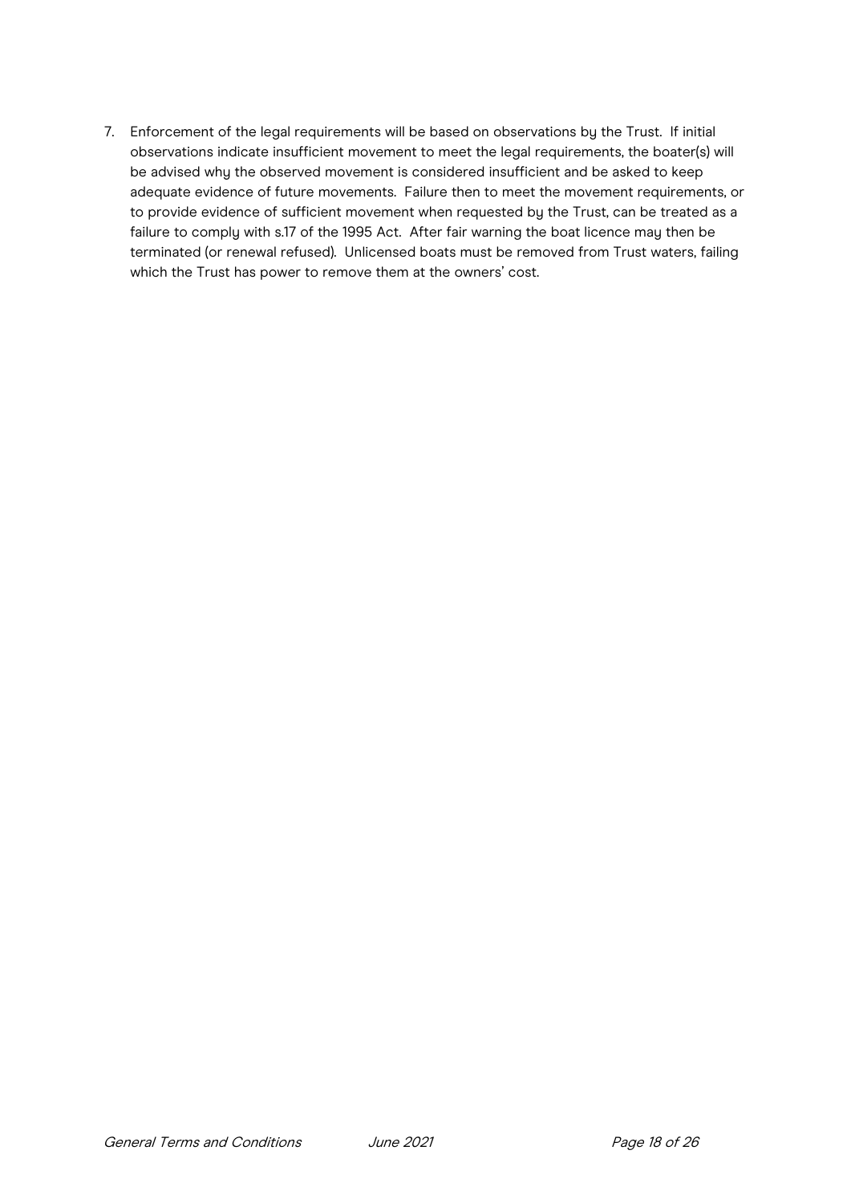7. Enforcement of the legal requirements will be based on observations by the Trust. If initial observations indicate insufficient movement to meet the legal requirements, the boater(s) will be advised why the observed movement is considered insufficient and be asked to keep adequate evidence of future movements. Failure then to meet the movement requirements, or to provide evidence of sufficient movement when requested by the Trust, can be treated as a failure to comply with s.17 of the 1995 Act. After fair warning the boat licence may then be terminated (or renewal refused). Unlicensed boats must be removed from Trust waters, failing which the Trust has power to remove them at the owners' cost.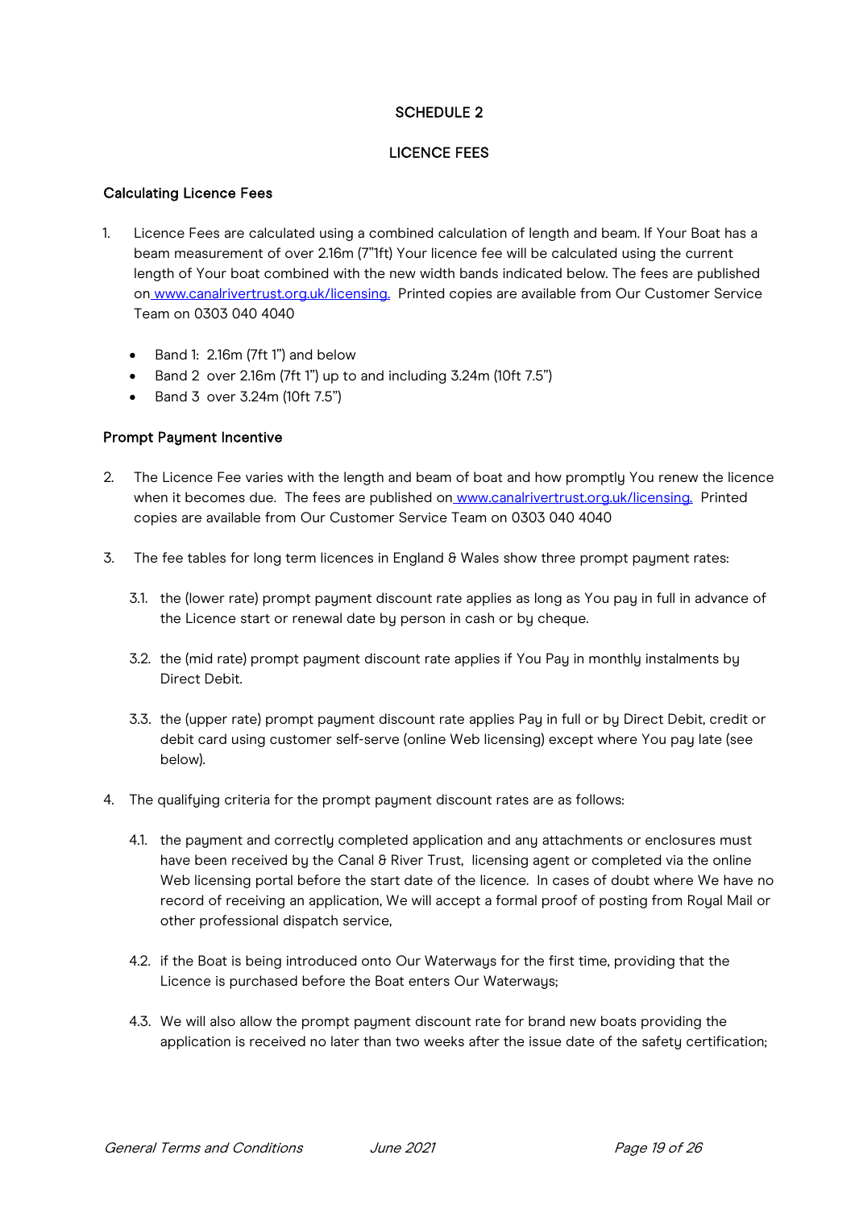## SCHEDULE 2

## LICENCE FEES

### Calculating Licence Fees

1. Licence Fees are calculated using a combined calculation of length and beam. If Your Boat has a beam measurement of over 2.16m (7"1ft) Your licence fee will be calculated using the current length of Your boat combined with the new width bands indicated below. The fees are published on www.canalrivertrust.org.uk/licensing. Printed copies are available from Our Customer Service Team on 0303 040 4040

   - Band 1: 2.16m (7ft 1") and below
   - Band 2 over 2.16m (7ft 1") up to and including 3.24m (10ft 7.5")
   - Band 3 over 3.24m (10ft 7.5")

### Prompt Payment Incentive

2. The Licence Fee varies with the length and beam of boat and how promptly You renew the licence when it becomes due. The fees are published on www.canalrivertrust.org.uk/licensing. Printed copies are available from Our Customer Service Team on 0303 040 4040

3. The fee tables for long term licences in England & Wales show three prompt payment rates:

   3.1. the (lower rate) prompt payment discount rate applies as long as You pay in full in advance of the Licence start or renewal date by person in cash or by cheque.

   3.2. the (mid rate) prompt payment discount rate applies if You Pay in monthly instalments by Direct Debit.

   3.3. the (upper rate) prompt payment discount rate applies Pay in full or by Direct Debit, credit or debit card using customer self-serve (online Web licensing) except where You pay late (see below).

4. The qualifying criteria for the prompt payment discount rates are as follows:

   4.1. the payment and correctly completed application and any attachments or enclosures must have been received by the Canal & River Trust, licensing agent or completed via the online Web licensing portal before the start date of the licence. In cases of doubt where We have no record of receiving an application, We will accept a formal proof of posting from Royal Mail or other professional dispatch service,

   4.2. if the Boat is being introduced onto Our Waterways for the first time, providing that the Licence is purchased before the Boat enters Our Waterways;

   4.3. We will also allow the prompt payment discount rate for brand new boats providing the application is received no later than two weeks after the issue date of the safety certification;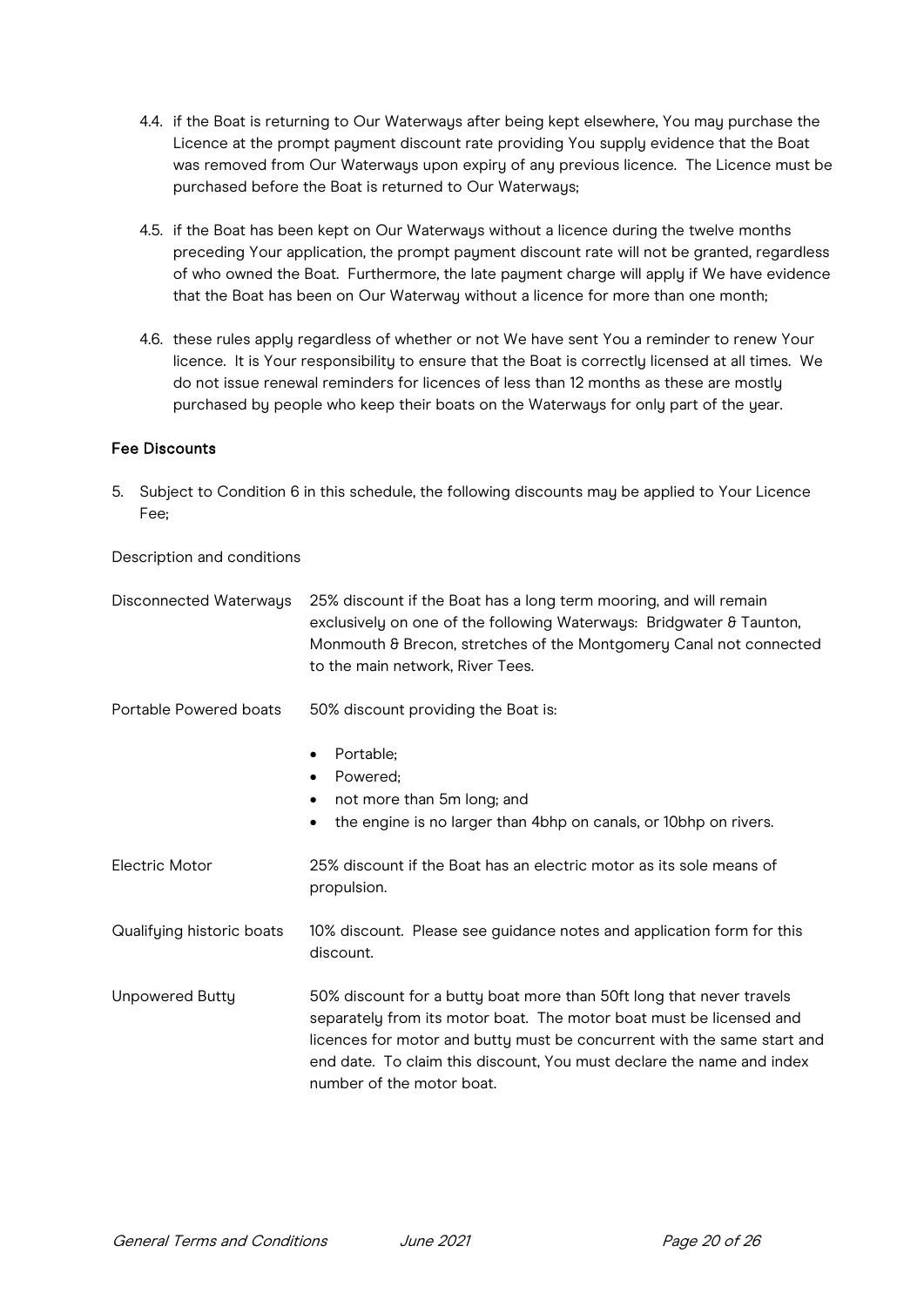4.4. if the Boat is returning to Our Waterways after being kept elsewhere, You may purchase the Licence at the prompt payment discount rate providing You supply evidence that the Boat was removed from Our Waterways upon expiry of any previous licence. The Licence must be purchased before the Boat is returned to Our Waterways;

4.5. if the Boat has been kept on Our Waterways without a licence during the twelve months preceding Your application, the prompt payment discount rate will not be granted, regardless of who owned the Boat. Furthermore, the late payment charge will apply if We have evidence that the Boat has been on Our Waterway without a licence for more than one month;

4.6. these rules apply regardless of whether or not We have sent You a reminder to renew Your licence. It is Your responsibility to ensure that the Boat is correctly licensed at all times. We do not issue renewal reminders for licences of less than 12 months as these are mostly purchased by people who keep their boats on the Waterways for only part of the year.

### Fee Discounts

5. Subject to Condition 6 in this schedule, the following discounts may be applied to Your Licence Fee;

| Description and conditions | |
|---|---|
| Disconnected Waterways | 25% discount if the Boat has a long term mooring, and will remain exclusively on one of the following Waterways: Bridgwater & Taunton, Monmouth & Brecon, stretches of the Montgomery Canal not connected to the main network, River Tees. |
| Portable Powered boats | 50% discount providing the Boat is:<br>• Portable;<br>• Powered;<br>• not more than 5m long; and<br>• the engine is no larger than 4bhp on canals, or 10bhp on rivers. |
| Electric Motor | 25% discount if the Boat has an electric motor as its sole means of propulsion. |
| Qualifying historic boats | 10% discount. Please see guidance notes and application form for this discount. |
| Unpowered Butty | 50% discount for a butty boat more than 50ft long that never travels separately from its motor boat. The motor boat must be licensed and licences for motor and butty must be concurrent with the same start and end date. To claim this discount, You must declare the name and index number of the motor boat. |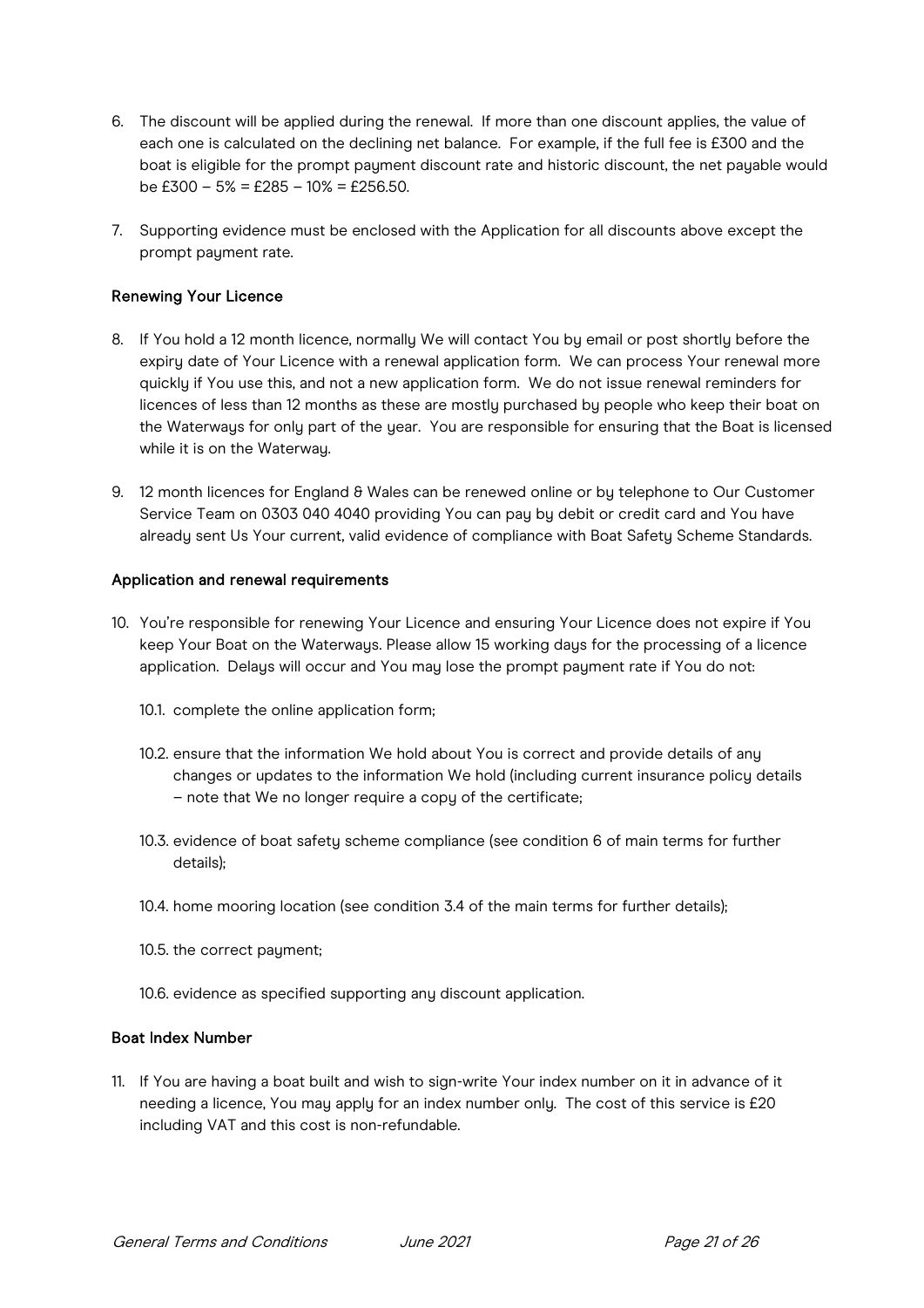6. The discount will be applied during the renewal. If more than one discount applies, the value of each one is calculated on the declining net balance. For example, if the full fee is £300 and the boat is eligible for the prompt payment discount rate and historic discount, the net payable would be £300 – 5% = £285 – 10% = £256.50.

7. Supporting evidence must be enclosed with the Application for all discounts above except the prompt payment rate.

### Renewing Your Licence

8. If You hold a 12 month licence, normally We will contact You by email or post shortly before the expiry date of Your Licence with a renewal application form. We can process Your renewal more quickly if You use this, and not a new application form. We do not issue renewal reminders for licences of less than 12 months as these are mostly purchased by people who keep their boat on the Waterways for only part of the year. You are responsible for ensuring that the Boat is licensed while it is on the Waterway.

9. 12 month licences for England & Wales can be renewed online or by telephone to Our Customer Service Team on 0303 040 4040 providing You can pay by debit or credit card and You have already sent Us Your current, valid evidence of compliance with Boat Safety Scheme Standards.

### Application and renewal requirements

10. You're responsible for renewing Your Licence and ensuring Your Licence does not expire if You keep Your Boat on the Waterways. Please allow 15 working days for the processing of a licence application. Delays will occur and You may lose the prompt payment rate if You do not:

    10.1. complete the online application form;

    10.2. ensure that the information We hold about You is correct and provide details of any changes or updates to the information We hold (including current insurance policy details – note that We no longer require a copy of the certificate;

    10.3. evidence of boat safety scheme compliance (see condition 6 of main terms for further details);

    10.4. home mooring location (see condition 3.4 of the main terms for further details);

    10.5. the correct payment;

    10.6. evidence as specified supporting any discount application.

### Boat Index Number

11. If You are having a boat built and wish to sign-write Your index number on it in advance of it needing a licence, You may apply for an index number only. The cost of this service is £20 including VAT and this cost is non-refundable.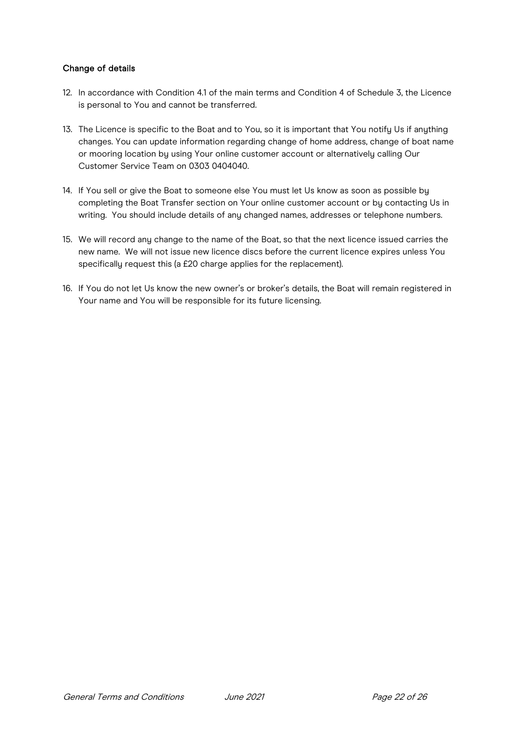#### Change of details

12. In accordance with Condition 4.1 of the main terms and Condition 4 of Schedule 3, the Licence is personal to You and cannot be transferred.

13. The Licence is specific to the Boat and to You, so it is important that You notify Us if anything changes. You can update information regarding change of home address, change of boat name or mooring location by using Your online customer account or alternatively calling Our Customer Service Team on 0303 0404040.

14. If You sell or give the Boat to someone else You must let Us know as soon as possible by completing the Boat Transfer section on Your online customer account or by contacting Us in writing. You should include details of any changed names, addresses or telephone numbers.

15. We will record any change to the name of the Boat, so that the next licence issued carries the new name. We will not issue new licence discs before the current licence expires unless You specifically request this (a £20 charge applies for the replacement).

16. If You do not let Us know the new owner's or broker's details, the Boat will remain registered in Your name and You will be responsible for its future licensing.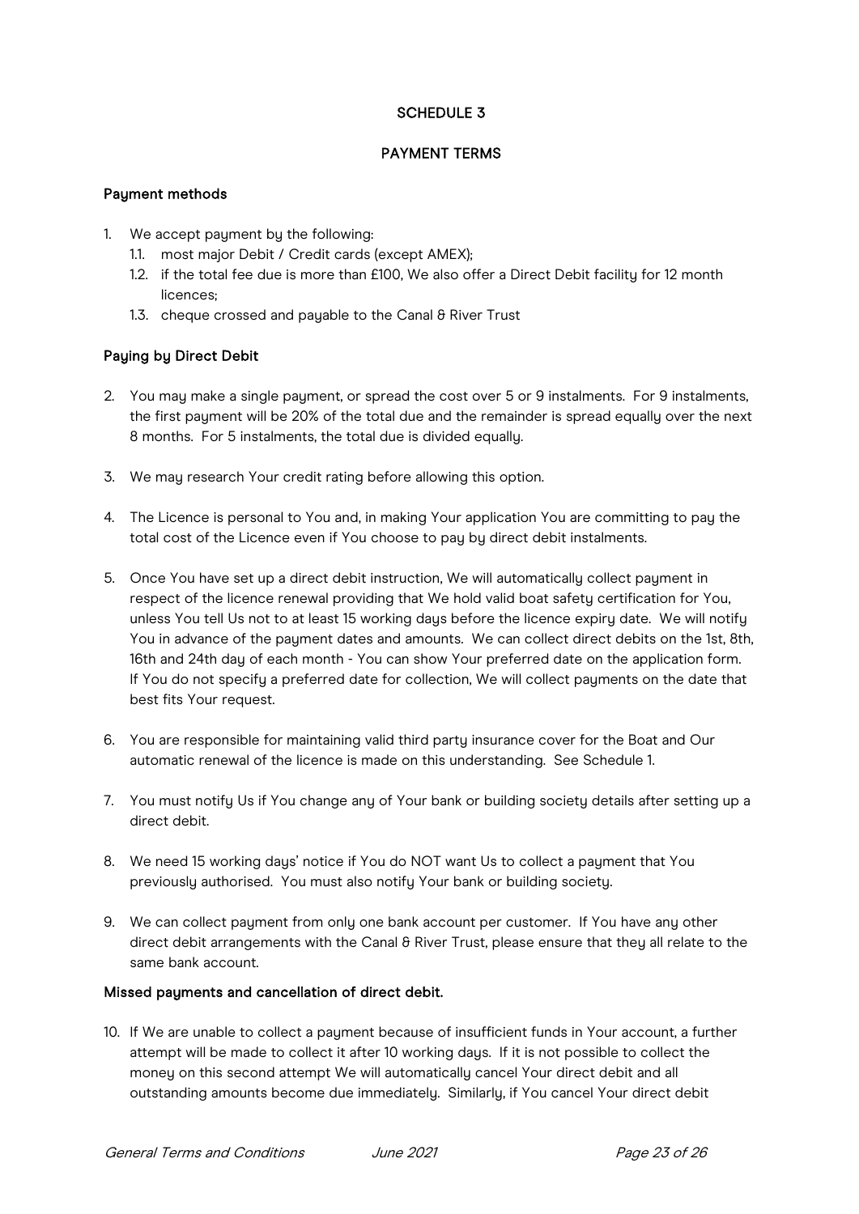## SCHEDULE 3

## PAYMENT TERMS

### Payment methods

1. We accept payment by the following:
   1.1. most major Debit / Credit cards (except AMEX);
   1.2. if the total fee due is more than £100, We also offer a Direct Debit facility for 12 month licences;
   1.3. cheque crossed and payable to the Canal & River Trust

### Paying by Direct Debit

2. You may make a single payment, or spread the cost over 5 or 9 instalments. For 9 instalments, the first payment will be 20% of the total due and the remainder is spread equally over the next 8 months. For 5 instalments, the total due is divided equally.

3. We may research Your credit rating before allowing this option.

4. The Licence is personal to You and, in making Your application You are committing to pay the total cost of the Licence even if You choose to pay by direct debit instalments.

5. Once You have set up a direct debit instruction, We will automatically collect payment in respect of the licence renewal providing that We hold valid boat safety certification for You, unless You tell Us not to at least 15 working days before the licence expiry date. We will notify You in advance of the payment dates and amounts. We can collect direct debits on the 1st, 8th, 16th and 24th day of each month - You can show Your preferred date on the application form. If You do not specify a preferred date for collection, We will collect payments on the date that best fits Your request.

6. You are responsible for maintaining valid third party insurance cover for the Boat and Our automatic renewal of the licence is made on this understanding. See Schedule 1.

7. You must notify Us if You change any of Your bank or building society details after setting up a direct debit.

8. We need 15 working days' notice if You do NOT want Us to collect a payment that You previously authorised. You must also notify Your bank or building society.

9. We can collect payment from only one bank account per customer. If You have any other direct debit arrangements with the Canal & River Trust, please ensure that they all relate to the same bank account.

### Missed payments and cancellation of direct debit.

10. If We are unable to collect a payment because of insufficient funds in Your account, a further attempt will be made to collect it after 10 working days. If it is not possible to collect the money on this second attempt We will automatically cancel Your direct debit and all outstanding amounts become due immediately. Similarly, if You cancel Your direct debit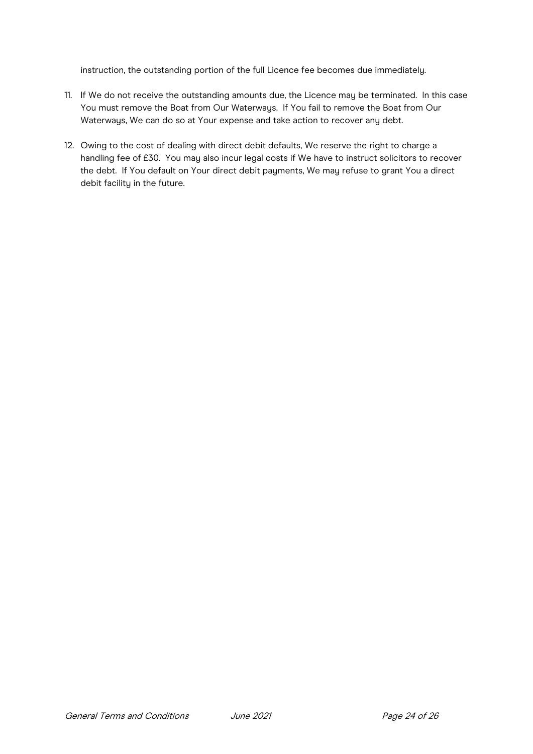instruction, the outstanding portion of the full Licence fee becomes due immediately.

11. If We do not receive the outstanding amounts due, the Licence may be terminated. In this case You must remove the Boat from Our Waterways. If You fail to remove the Boat from Our Waterways, We can do so at Your expense and take action to recover any debt.

12. Owing to the cost of dealing with direct debit defaults, We reserve the right to charge a handling fee of £30. You may also incur legal costs if We have to instruct solicitors to recover the debt. If You default on Your direct debit payments, We may refuse to grant You a direct debit facility in the future.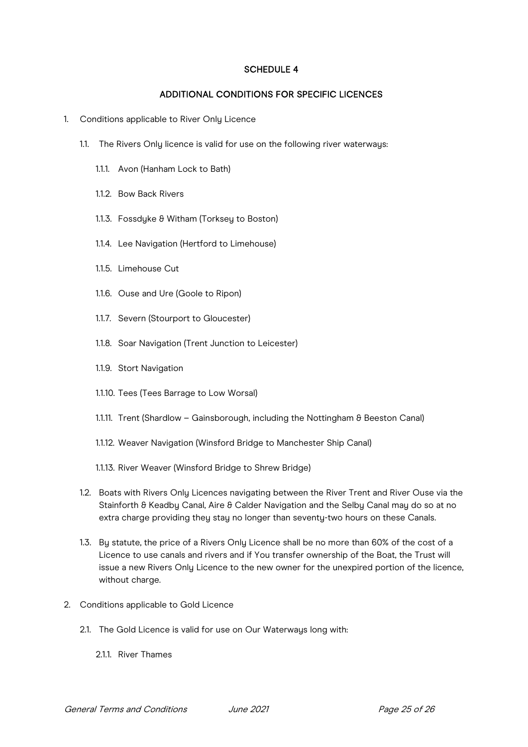# SCHEDULE 4

## ADDITIONAL CONDITIONS FOR SPECIFIC LICENCES

1. Conditions applicable to River Only Licence

   1.1. The Rivers Only licence is valid for use on the following river waterways:

      1.1.1. Avon (Hanham Lock to Bath)

      1.1.2. Bow Back Rivers

      1.1.3. Fossdyke & Witham (Torksey to Boston)

      1.1.4. Lee Navigation (Hertford to Limehouse)

      1.1.5. Limehouse Cut

      1.1.6. Ouse and Ure (Goole to Ripon)

      1.1.7. Severn (Stourport to Gloucester)

      1.1.8. Soar Navigation (Trent Junction to Leicester)

      1.1.9. Stort Navigation

      1.1.10. Tees (Tees Barrage to Low Worsal)

      1.1.11. Trent (Shardlow – Gainsborough, including the Nottingham & Beeston Canal)

      1.1.12. Weaver Navigation (Winsford Bridge to Manchester Ship Canal)

      1.1.13. River Weaver (Winsford Bridge to Shrew Bridge)

   1.2. Boats with Rivers Only Licences navigating between the River Trent and River Ouse via the Stainforth & Keadby Canal, Aire & Calder Navigation and the Selby Canal may do so at no extra charge providing they stay no longer than seventy-two hours on these Canals.

   1.3. By statute, the price of a Rivers Only Licence shall be no more than 60% of the cost of a Licence to use canals and rivers and if You transfer ownership of the Boat, the Trust will issue a new Rivers Only Licence to the new owner for the unexpired portion of the licence, without charge.

2. Conditions applicable to Gold Licence

   2.1. The Gold Licence is valid for use on Our Waterways long with:

      2.1.1. River Thames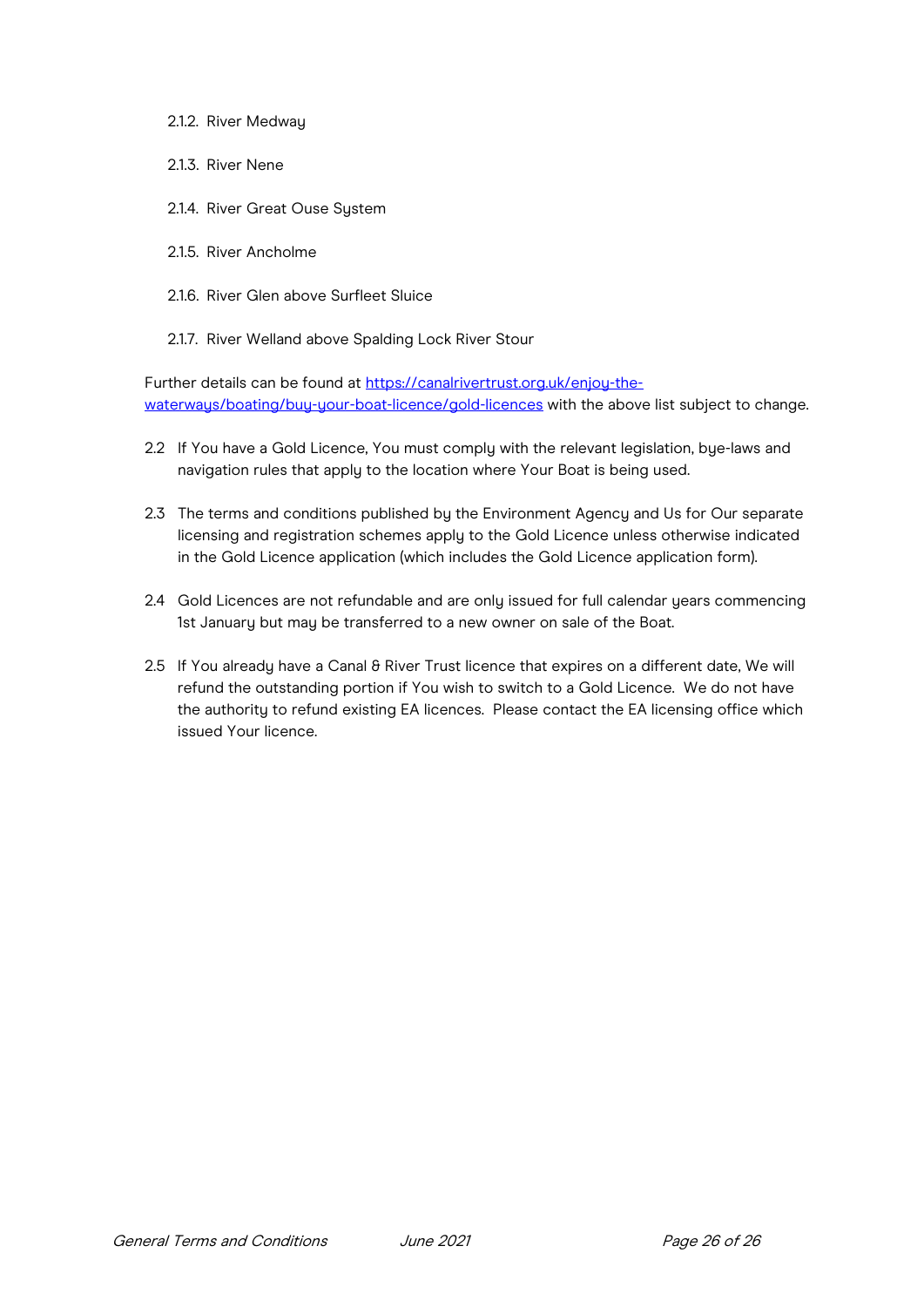2.1.2. River Medway

2.1.3. River Nene

2.1.4. River Great Ouse System

2.1.5. River Ancholme

2.1.6. River Glen above Surfleet Sluice

2.1.7. River Welland above Spalding Lock River Stour

Further details can be found at [https://canalrivertrust.org.uk/enjoy-the-waterways/boating/buy-your-boat-licence/gold-licences](https://canalrivertrust.org.uk/enjoy-the-waterways/boating/buy-your-boat-licence/gold-licences) with the above list subject to change.

2.2 If You have a Gold Licence, You must comply with the relevant legislation, bye-laws and navigation rules that apply to the location where Your Boat is being used.

2.3 The terms and conditions published by the Environment Agency and Us for Our separate licensing and registration schemes apply to the Gold Licence unless otherwise indicated in the Gold Licence application (which includes the Gold Licence application form).

2.4 Gold Licences are not refundable and are only issued for full calendar years commencing 1st January but may be transferred to a new owner on sale of the Boat.

2.5 If You already have a Canal & River Trust licence that expires on a different date, We will refund the outstanding portion if You wish to switch to a Gold Licence. We do not have the authority to refund existing EA licences. Please contact the EA licensing office which issued Your licence.